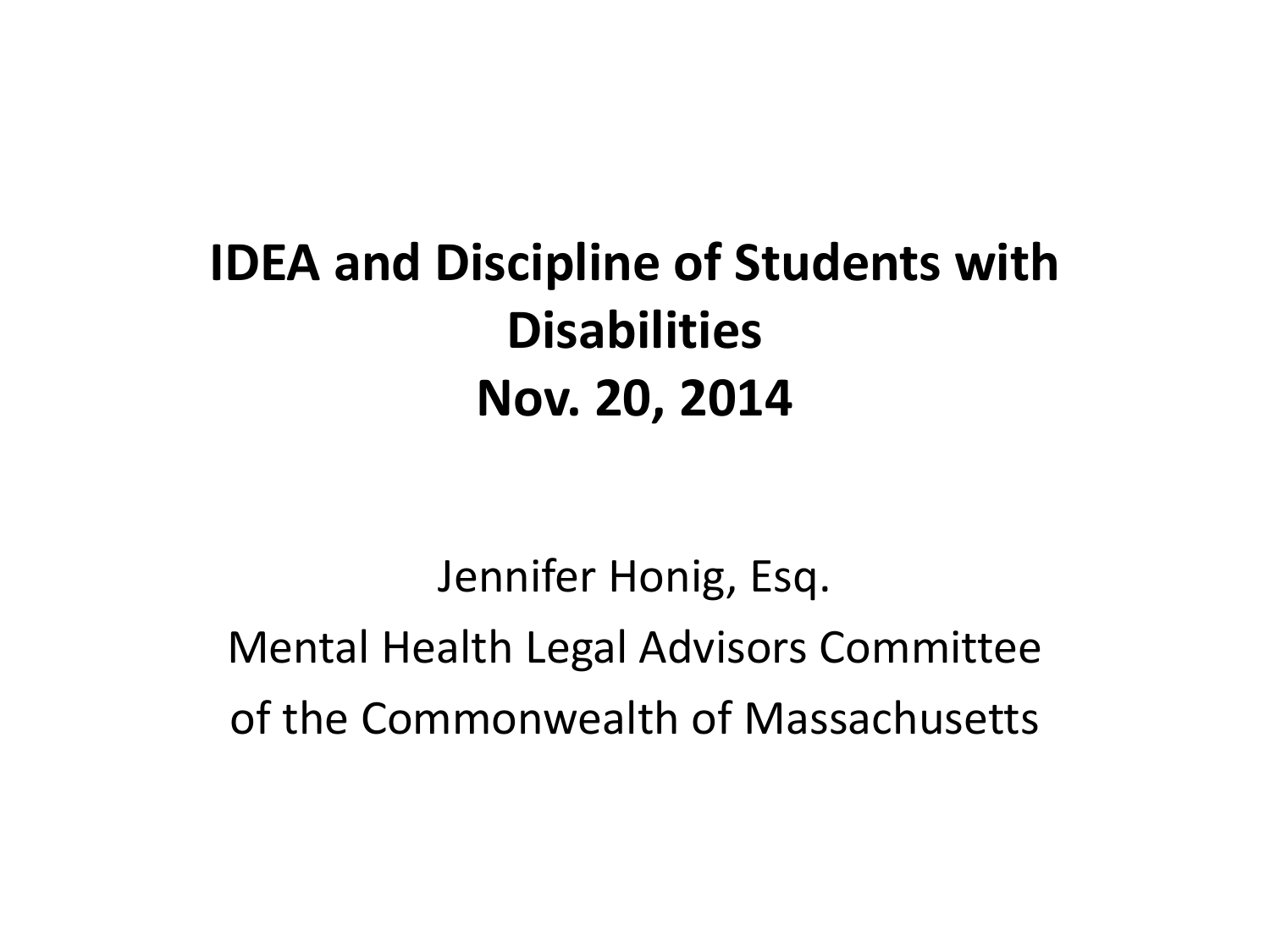# IDEA and Discipline of Students with Disabilities
# Nov. 20, 2014

Jennifer Honig, Esq.

Mental Health Legal Advisors Committee

of the Commonwealth of Massachusetts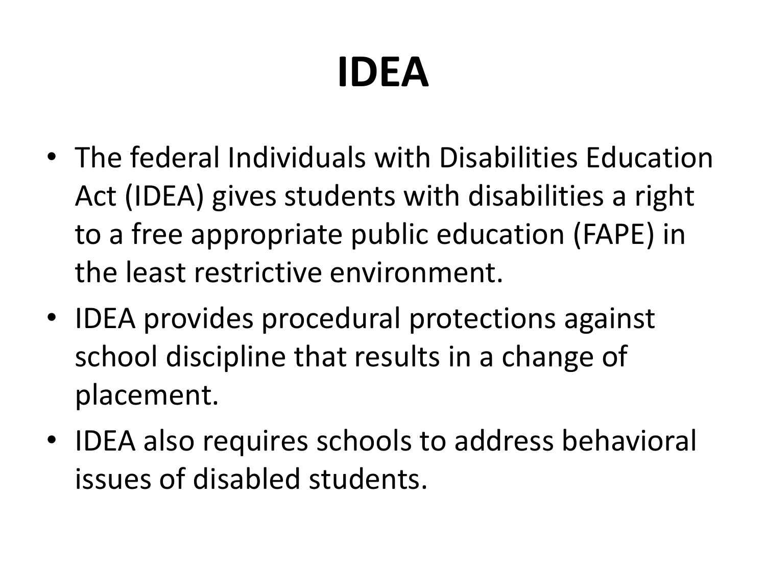# IDEA

- The federal Individuals with Disabilities Education Act (IDEA) gives students with disabilities a right to a free appropriate public education (FAPE) in the least restrictive environment.
- IDEA provides procedural protections against school discipline that results in a change of placement.
- IDEA also requires schools to address behavioral issues of disabled students.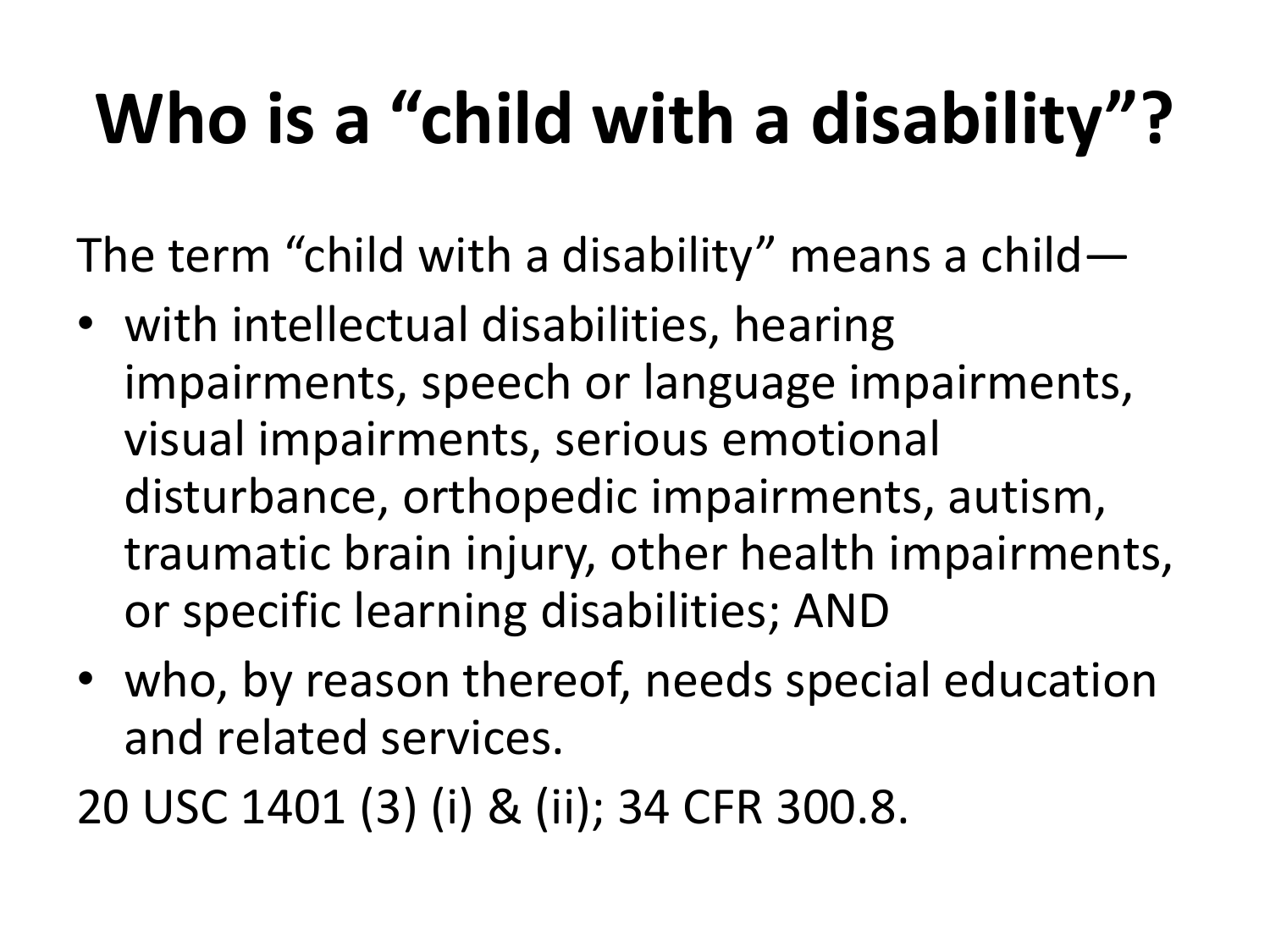# Who is a “child with a disability”?

The term “child with a disability” means a child—

- with intellectual disabilities, hearing impairments, speech or language impairments, visual impairments, serious emotional disturbance, orthopedic impairments, autism, traumatic brain injury, other health impairments, or specific learning disabilities; AND
- who, by reason thereof, needs special education and related services.

20 USC 1401 (3) (i) & (ii); 34 CFR 300.8.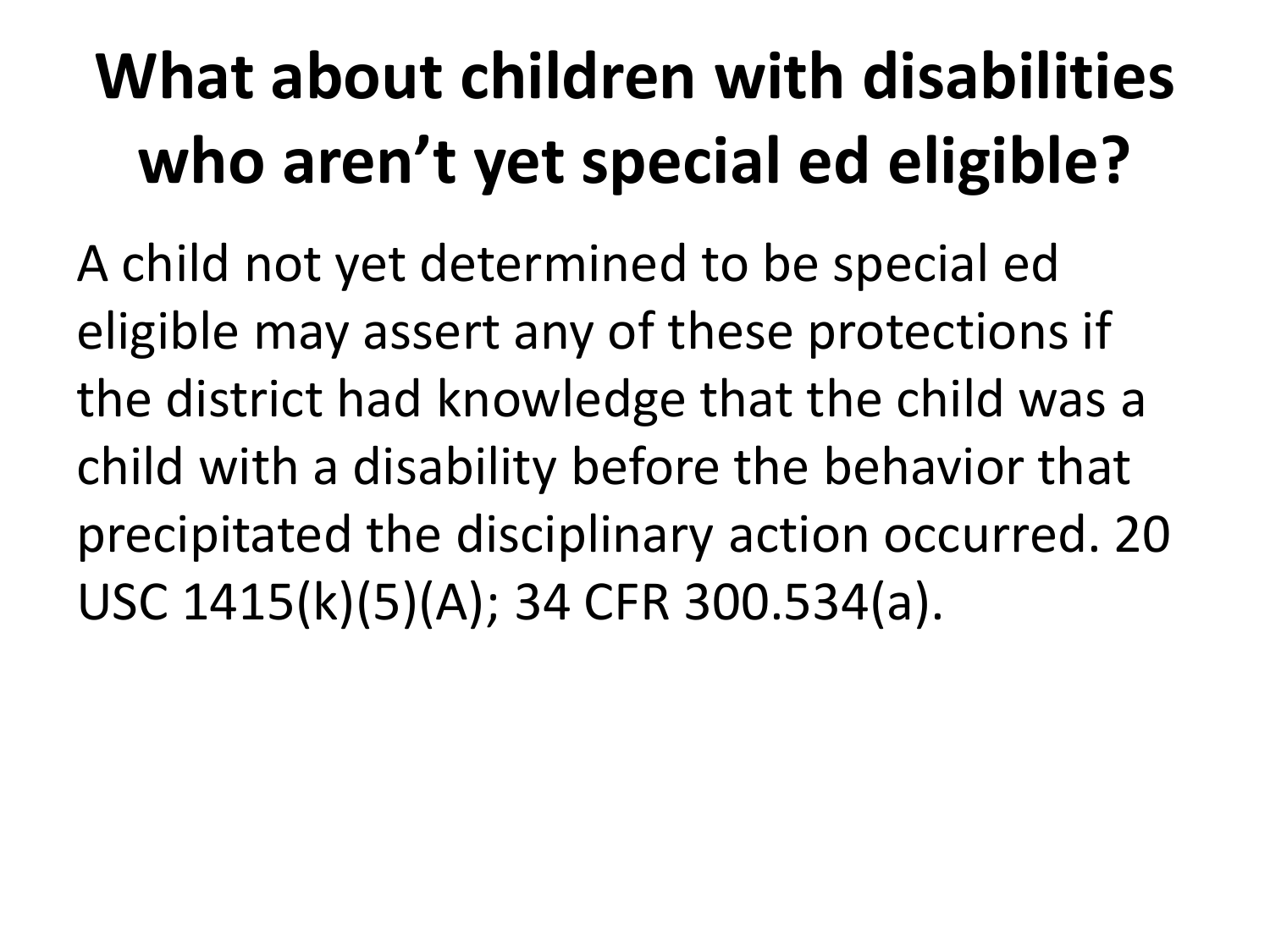# What about children with disabilities who aren't yet special ed eligible?

A child not yet determined to be special ed eligible may assert any of these protections if the district had knowledge that the child was a child with a disability before the behavior that precipitated the disciplinary action occurred. 20 USC 1415(k)(5)(A); 34 CFR 300.534(a).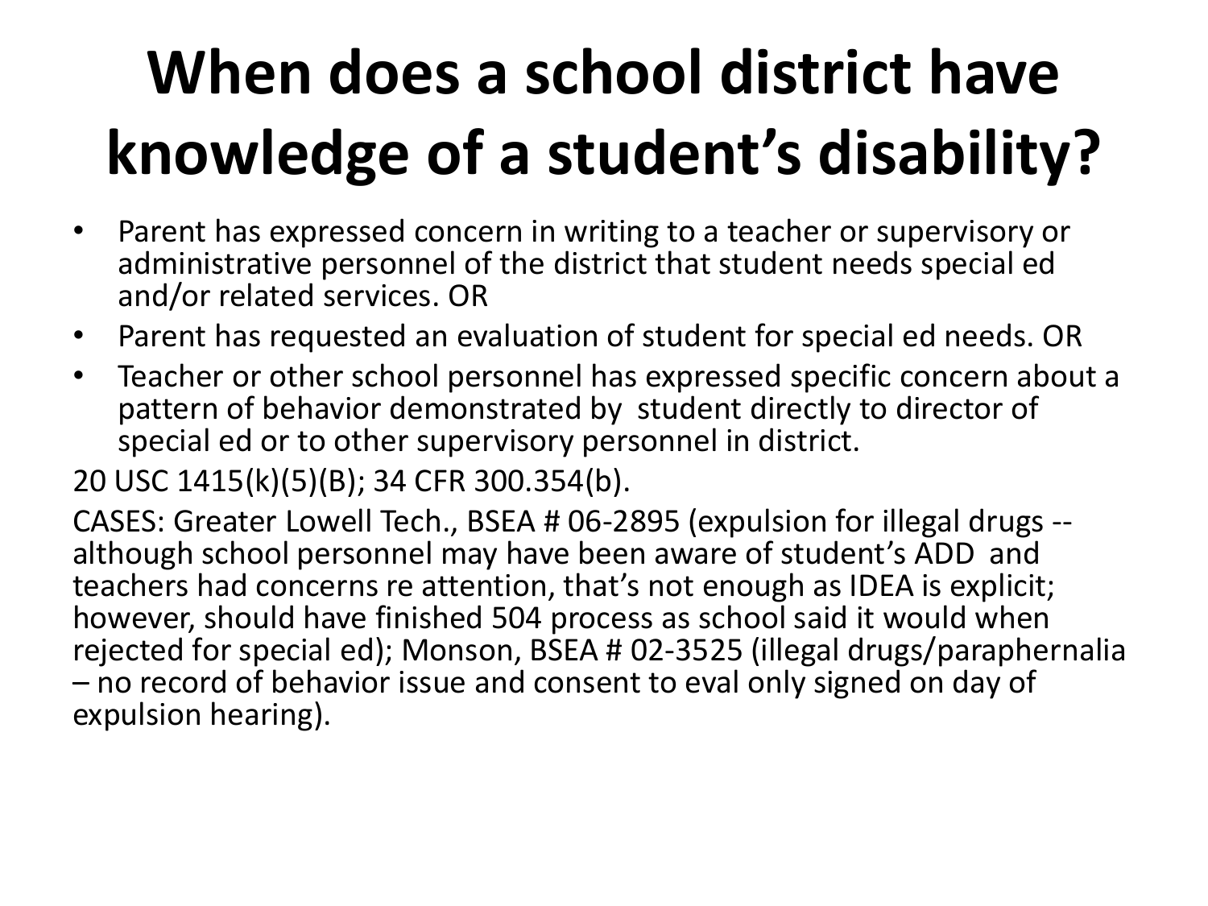# When does a school district have knowledge of a student's disability?

- Parent has expressed concern in writing to a teacher or supervisory or administrative personnel of the district that student needs special ed and/or related services. OR
- Parent has requested an evaluation of student for special ed needs. OR
- Teacher or other school personnel has expressed specific concern about a pattern of behavior demonstrated by student directly to director of special ed or to other supervisory personnel in district.

20 USC 1415(k)(5)(B); 34 CFR 300.354(b).

CASES: Greater Lowell Tech., BSEA # 06-2895 (expulsion for illegal drugs -- although school personnel may have been aware of student's ADD and teachers had concerns re attention, that's not enough as IDEA is explicit; however, should have finished 504 process as school said it would when rejected for special ed); Monson, BSEA # 02-3525 (illegal drugs/paraphernalia – no record of behavior issue and consent to eval only signed on day of expulsion hearing).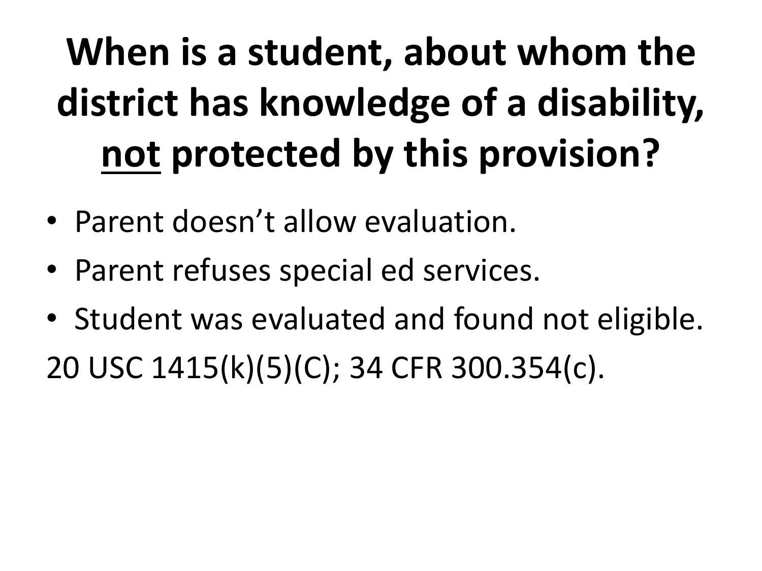# When is a student, about whom the district has knowledge of a disability, <u>not</u> protected by this provision?

- Parent doesn't allow evaluation.
- Parent refuses special ed services.
- Student was evaluated and found not eligible.

20 USC 1415(k)(5)(C); 34 CFR 300.354(c).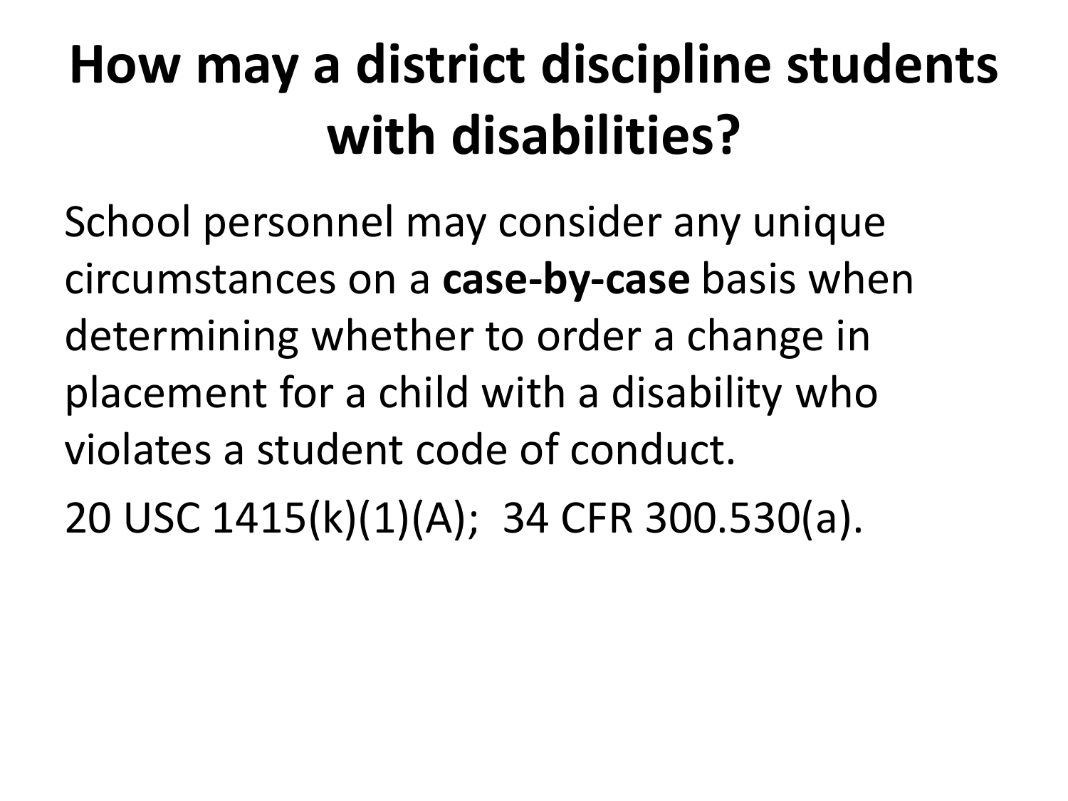# How may a district discipline students with disabilities?

School personnel may consider any unique circumstances on a **case-by-case** basis when determining whether to order a change in placement for a child with a disability who violates a student code of conduct.

20 USC 1415(k)(1)(A); 34 CFR 300.530(a).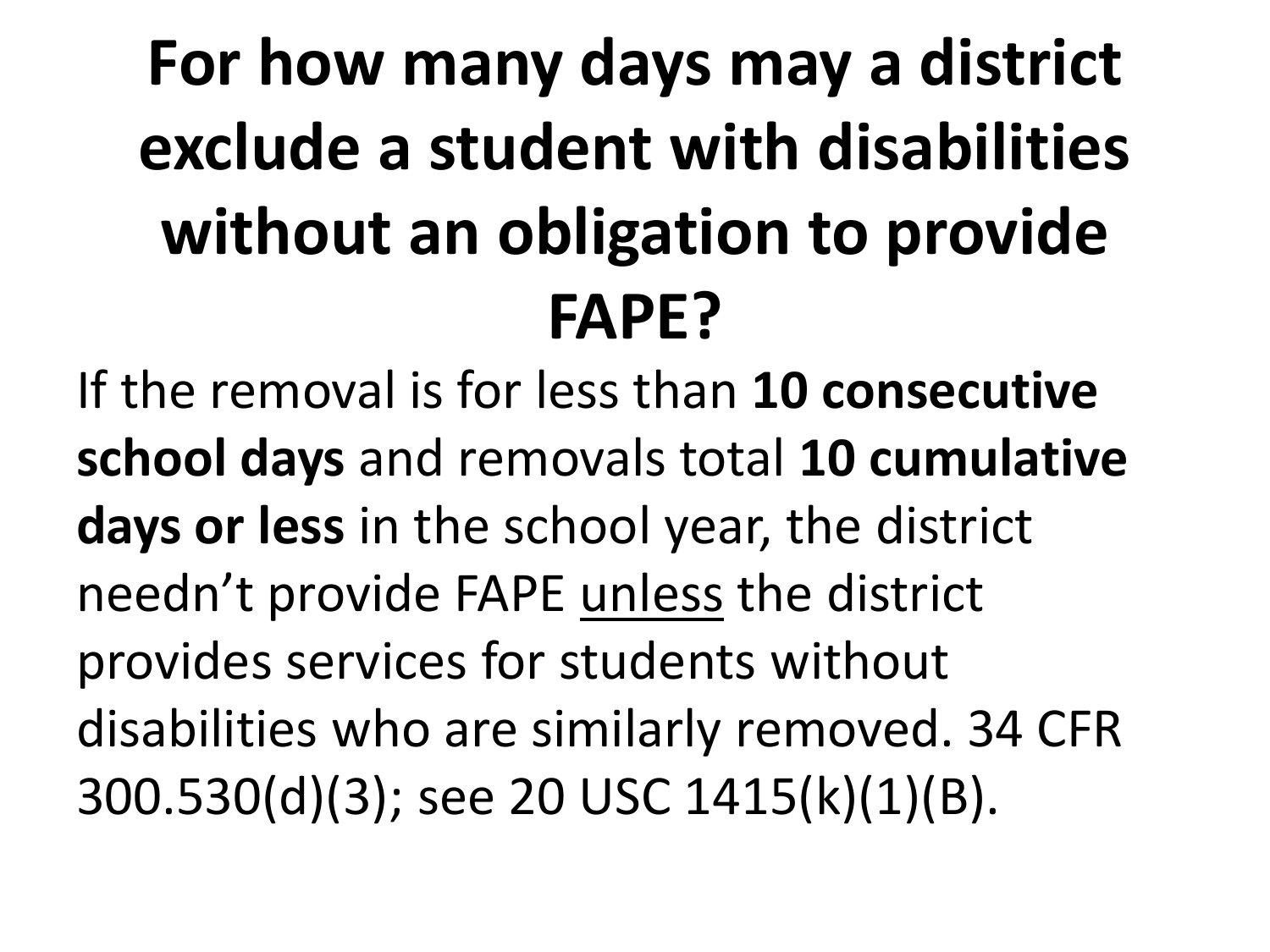# For how many days may a district exclude a student with disabilities without an obligation to provide FAPE?

If the removal is for less than **10 consecutive school days** and removals total **10 cumulative days or less** in the school year, the district needn't provide FAPE <u>unless</u> the district provides services for students without disabilities who are similarly removed. 34 CFR 300.530(d)(3); see 20 USC 1415(k)(1)(B).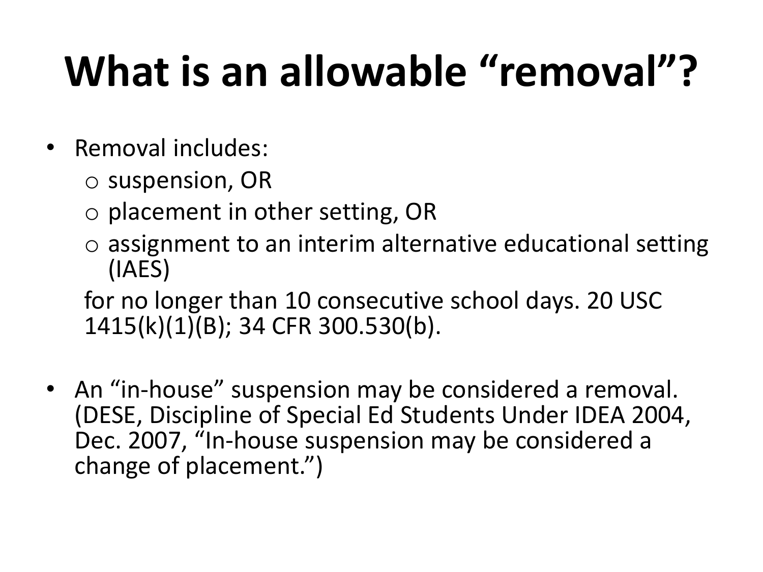# What is an allowable "removal"?

- Removal includes:
  - suspension, OR
  - placement in other setting, OR
  - assignment to an interim alternative educational setting (IAES)

  for no longer than 10 consecutive school days. 20 USC 1415(k)(1)(B); 34 CFR 300.530(b).

- An "in-house" suspension may be considered a removal. (DESE, Discipline of Special Ed Students Under IDEA 2004, Dec. 2007, "In-house suspension may be considered a change of placement.")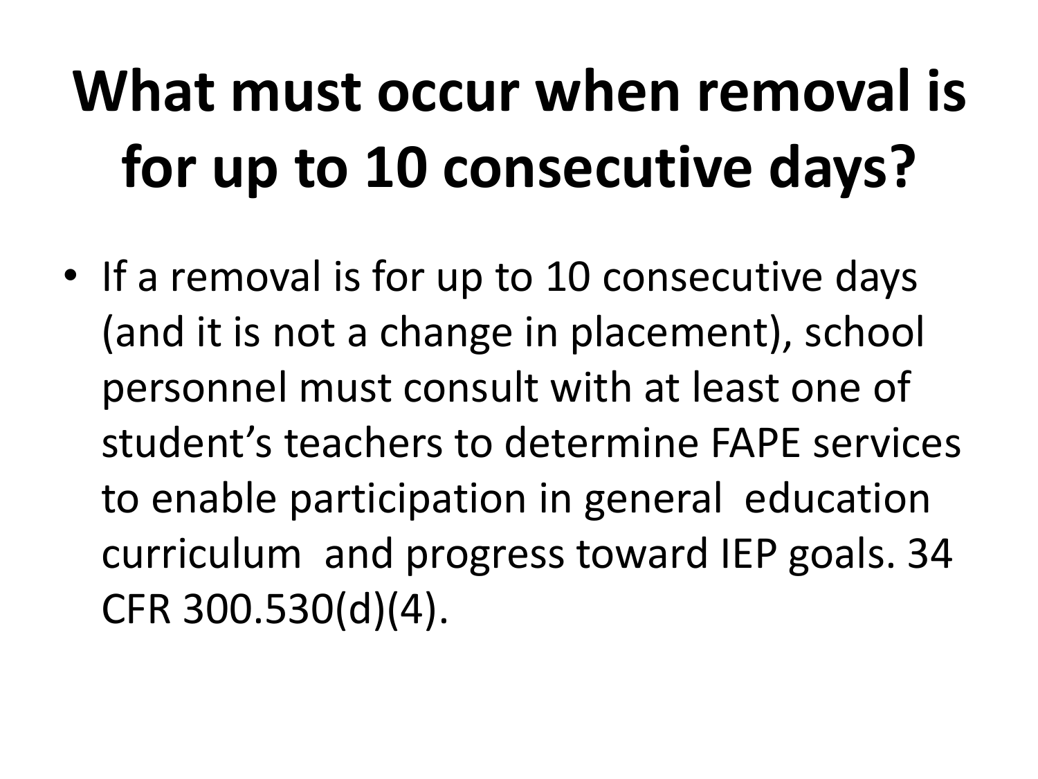# What must occur when removal is for up to 10 consecutive days?

- If a removal is for up to 10 consecutive days (and it is not a change in placement), school personnel must consult with at least one of student's teachers to determine FAPE services to enable participation in general education curriculum and progress toward IEP goals. 34 CFR 300.530(d)(4).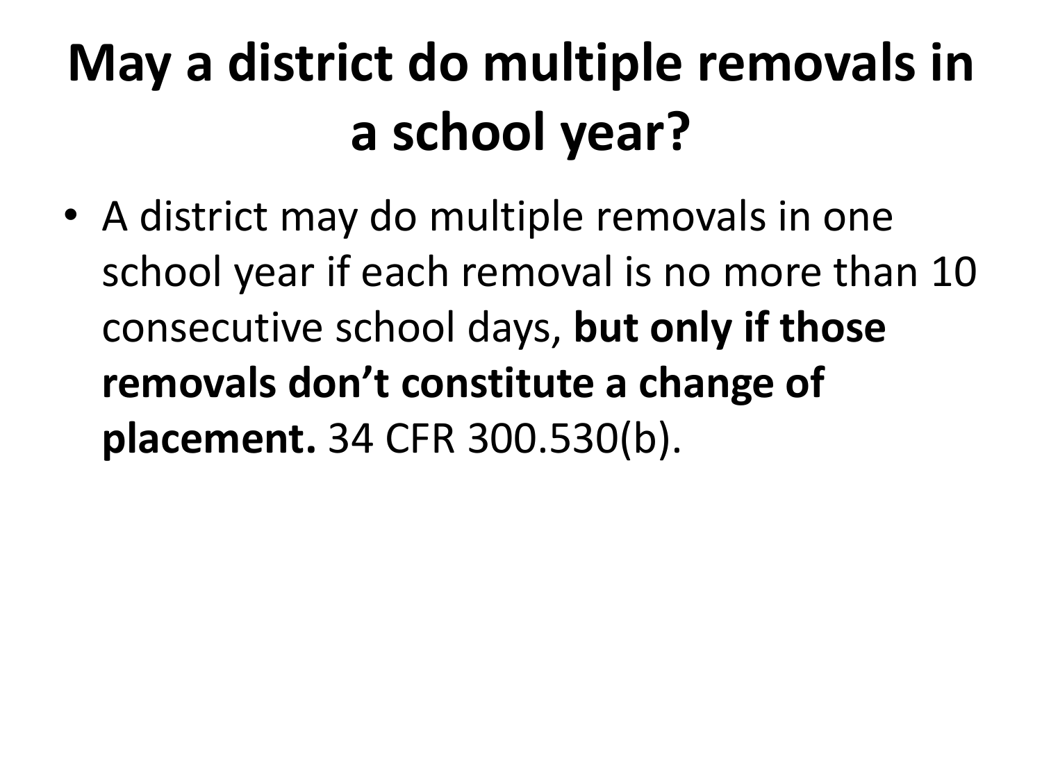# May a district do multiple removals in a school year?

- A district may do multiple removals in one school year if each removal is no more than 10 consecutive school days, **but only if those removals don't constitute a change of placement.** 34 CFR 300.530(b).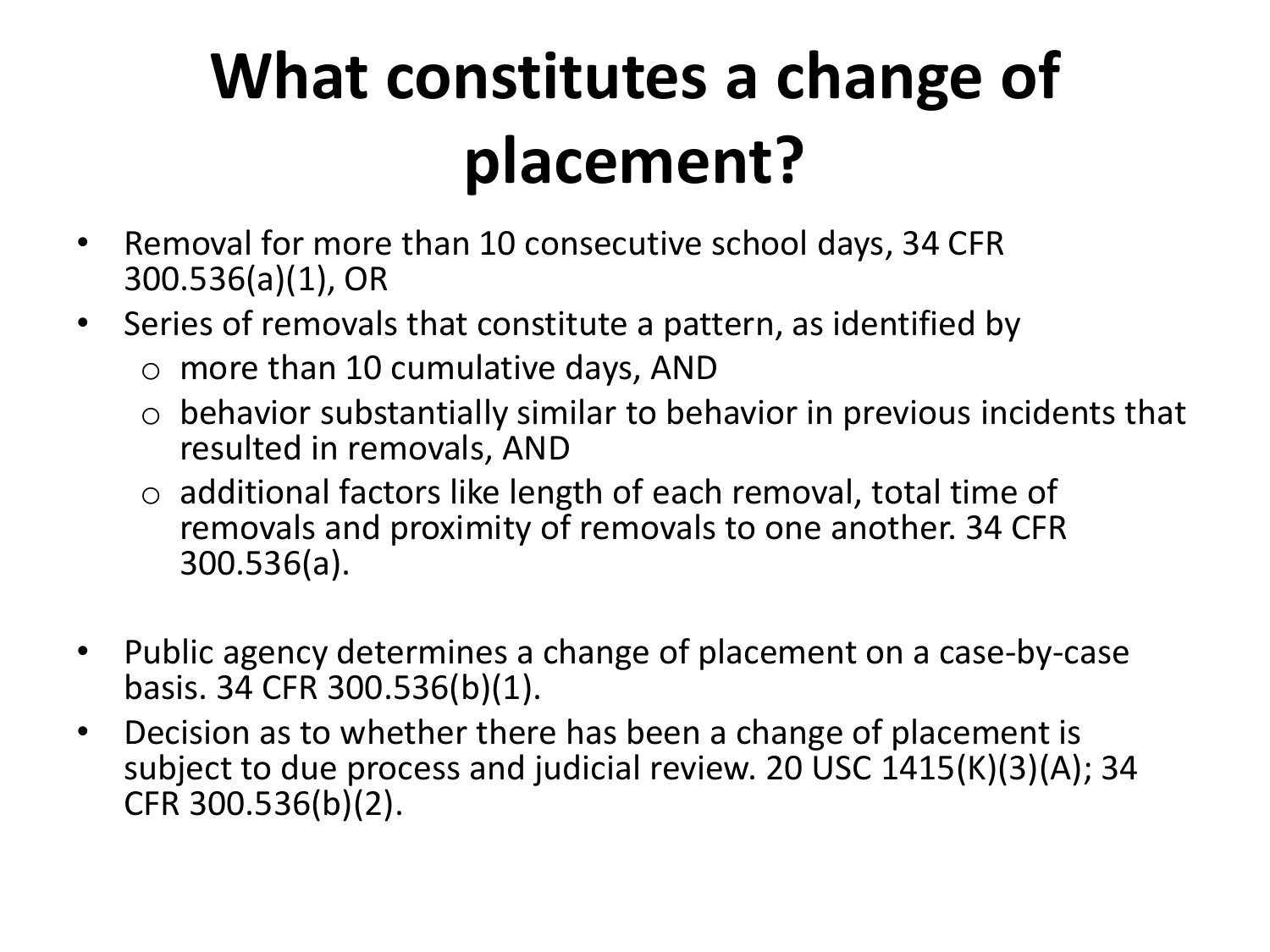# What constitutes a change of placement?

- Removal for more than 10 consecutive school days, 34 CFR 300.536(a)(1), OR
- Series of removals that constitute a pattern, as identified by
  - more than 10 cumulative days, AND
  - behavior substantially similar to behavior in previous incidents that resulted in removals, AND
  - additional factors like length of each removal, total time of removals and proximity of removals to one another. 34 CFR 300.536(a).

- Public agency determines a change of placement on a case-by-case basis. 34 CFR 300.536(b)(1).
- Decision as to whether there has been a change of placement is subject to due process and judicial review. 20 USC 1415(K)(3)(A); 34 CFR 300.536(b)(2).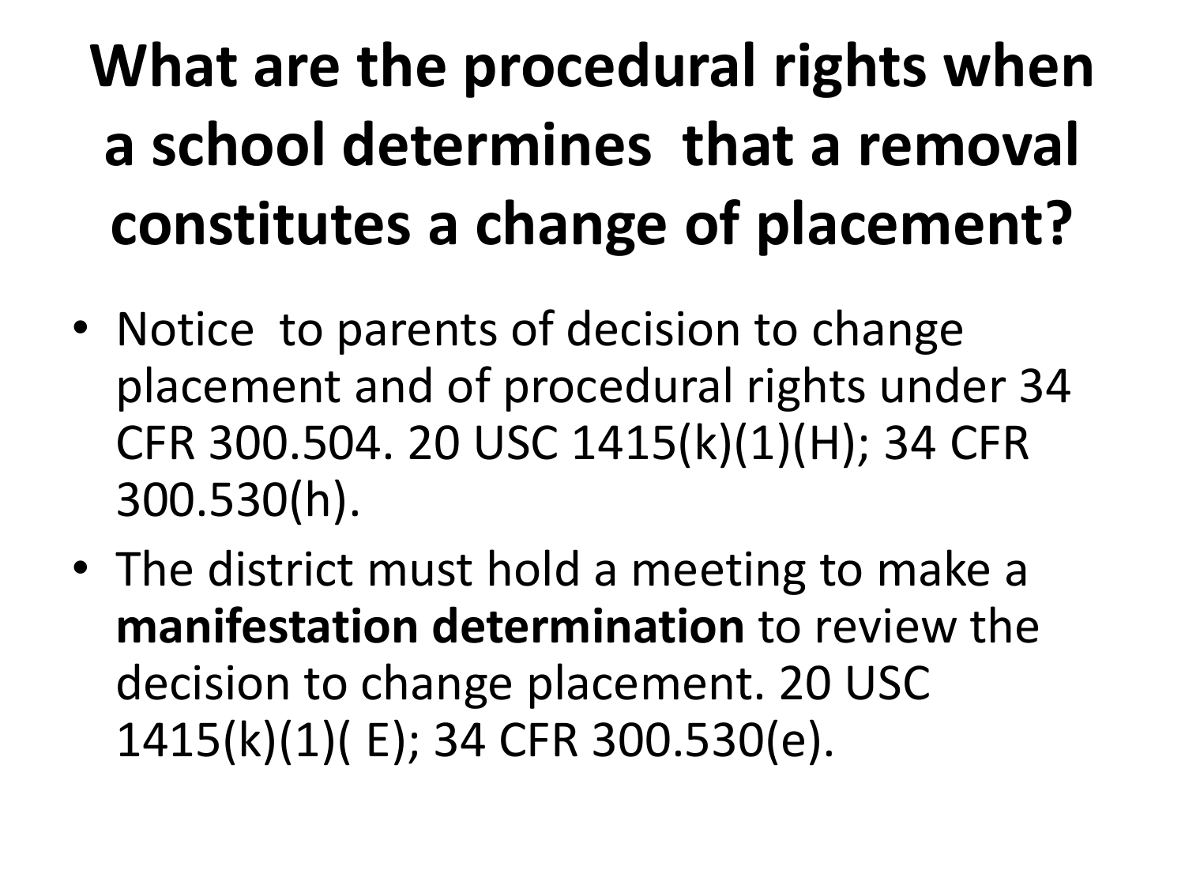# What are the procedural rights when a school determines that a removal constitutes a change of placement?

- Notice to parents of decision to change placement and of procedural rights under 34 CFR 300.504. 20 USC 1415(k)(1)(H); 34 CFR 300.530(h).
- The district must hold a meeting to make a **manifestation determination** to review the decision to change placement. 20 USC 1415(k)(1)( E); 34 CFR 300.530(e).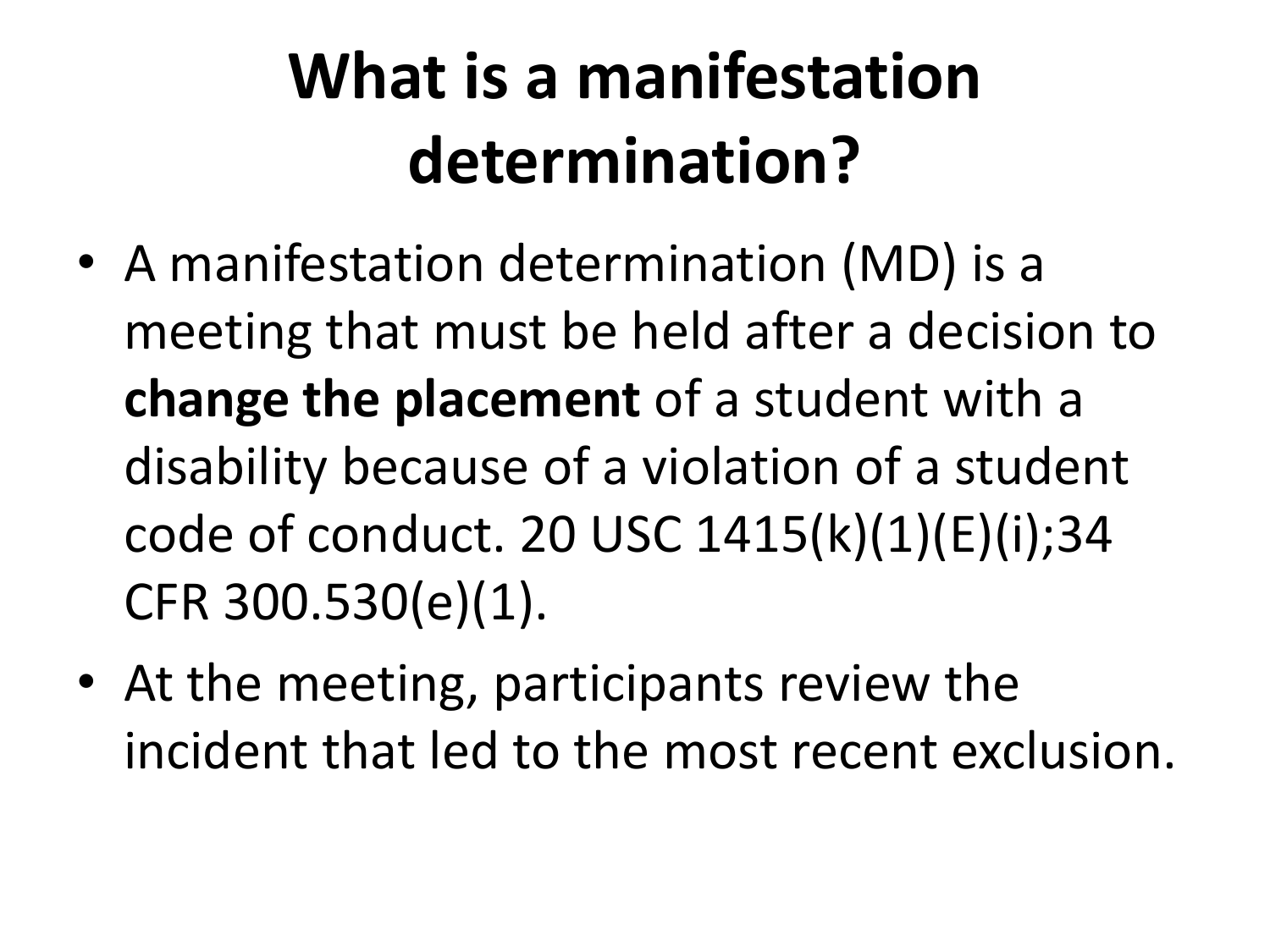# What is a manifestation determination?

- A manifestation determination (MD) is a meeting that must be held after a decision to **change the placement** of a student with a disability because of a violation of a student code of conduct. 20 USC 1415(k)(1)(E)(i);34 CFR 300.530(e)(1).
- At the meeting, participants review the incident that led to the most recent exclusion.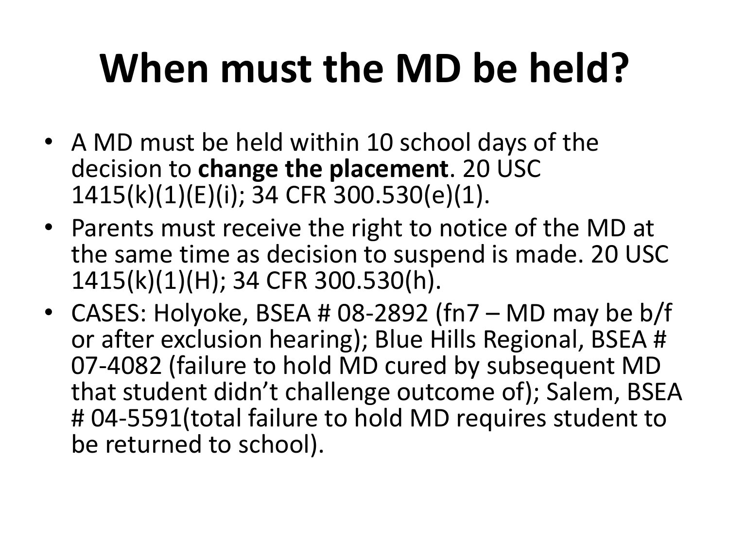# When must the MD be held?

- A MD must be held within 10 school days of the decision to **change the placement**. 20 USC 1415(k)(1)(E)(i); 34 CFR 300.530(e)(1).
- Parents must receive the right to notice of the MD at the same time as decision to suspend is made. 20 USC 1415(k)(1)(H); 34 CFR 300.530(h).
- CASES: Holyoke, BSEA # 08-2892 (fn7 – MD may be b/f or after exclusion hearing); Blue Hills Regional, BSEA # 07-4082 (failure to hold MD cured by subsequent MD that student didn't challenge outcome of); Salem, BSEA # 04-5591(total failure to hold MD requires student to be returned to school).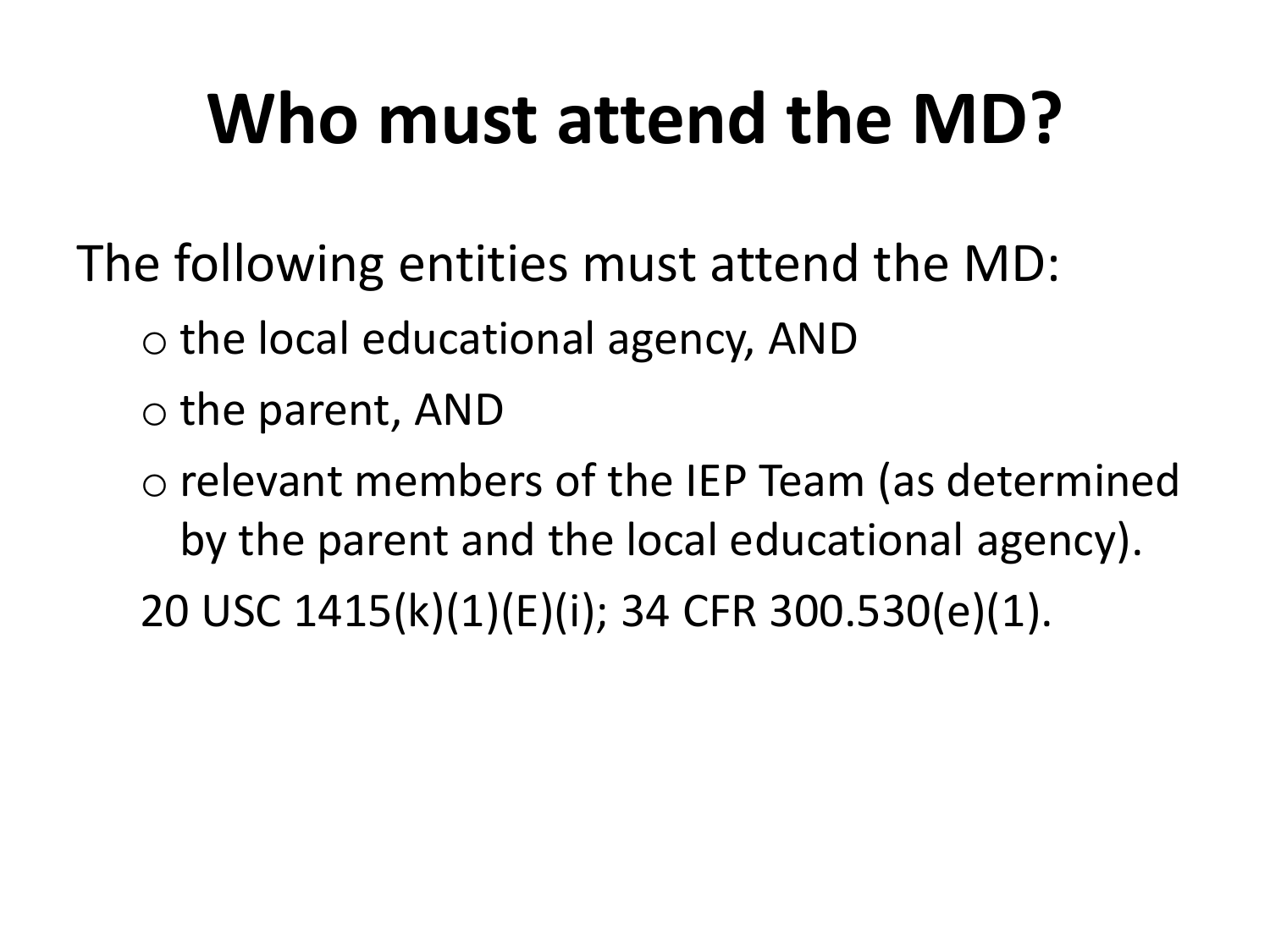# Who must attend the MD?

The following entities must attend the MD:

- the local educational agency, AND
- the parent, AND
- relevant members of the IEP Team (as determined by the parent and the local educational agency).

20 USC 1415(k)(1)(E)(i); 34 CFR 300.530(e)(1).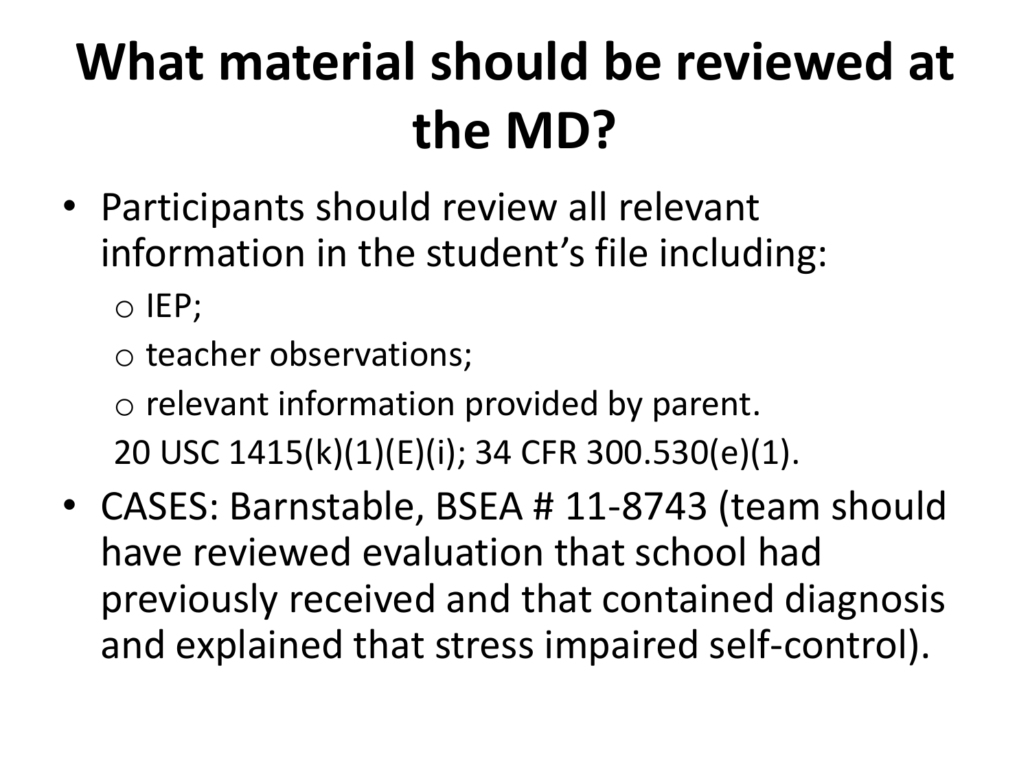# What material should be reviewed at the MD?

- Participants should review all relevant information in the student's file including:
  - IEP;
  - teacher observations;
  - relevant information provided by parent.

  20 USC 1415(k)(1)(E)(i); 34 CFR 300.530(e)(1).
- CASES: Barnstable, BSEA # 11-8743 (team should have reviewed evaluation that school had previously received and that contained diagnosis and explained that stress impaired self-control).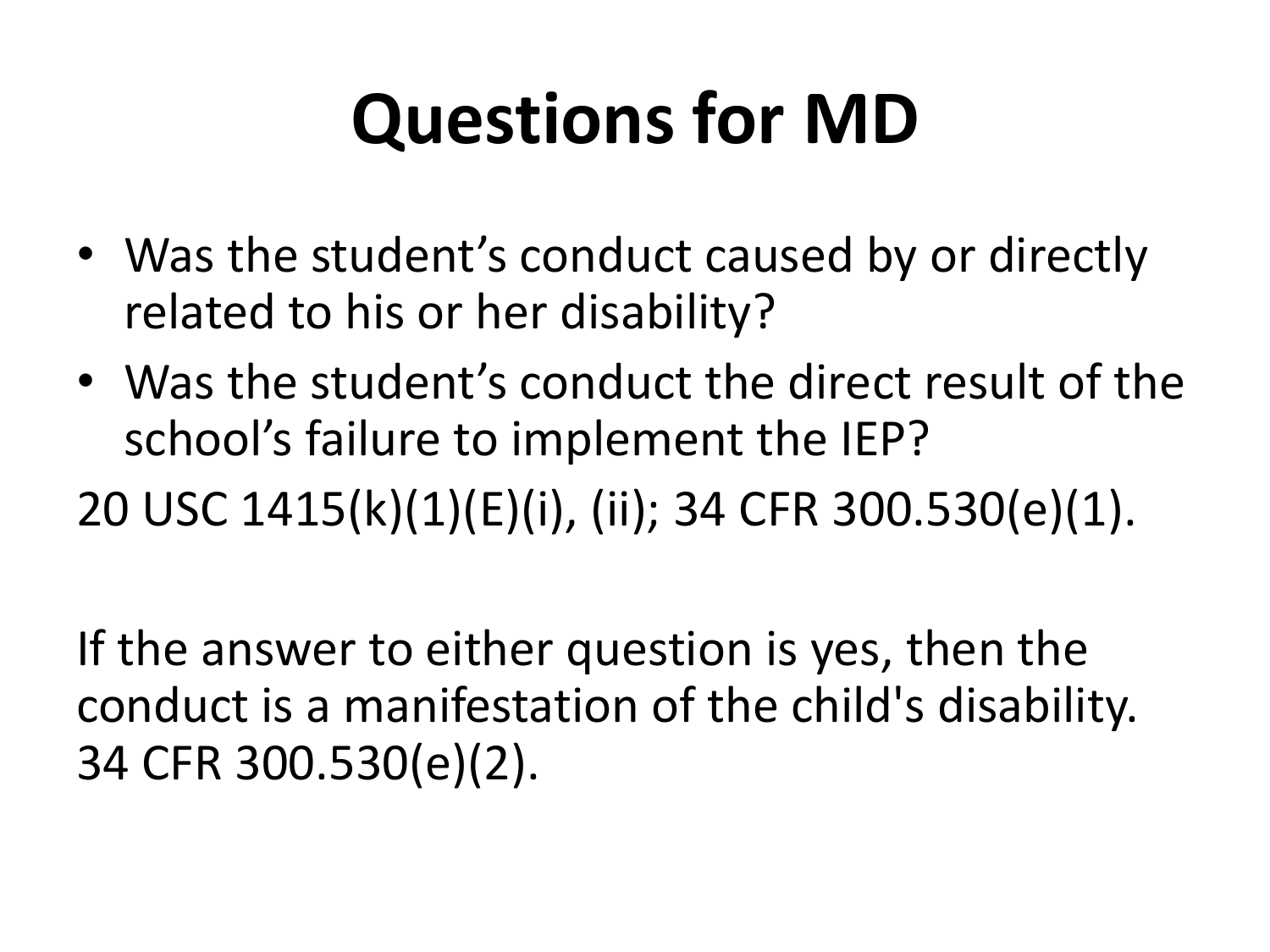# Questions for MD

- Was the student’s conduct caused by or directly related to his or her disability?
- Was the student’s conduct the direct result of the school’s failure to implement the IEP?

20 USC 1415(k)(1)(E)(i), (ii); 34 CFR 300.530(e)(1).

If the answer to either question is yes, then the conduct is a manifestation of the child's disability. 34 CFR 300.530(e)(2).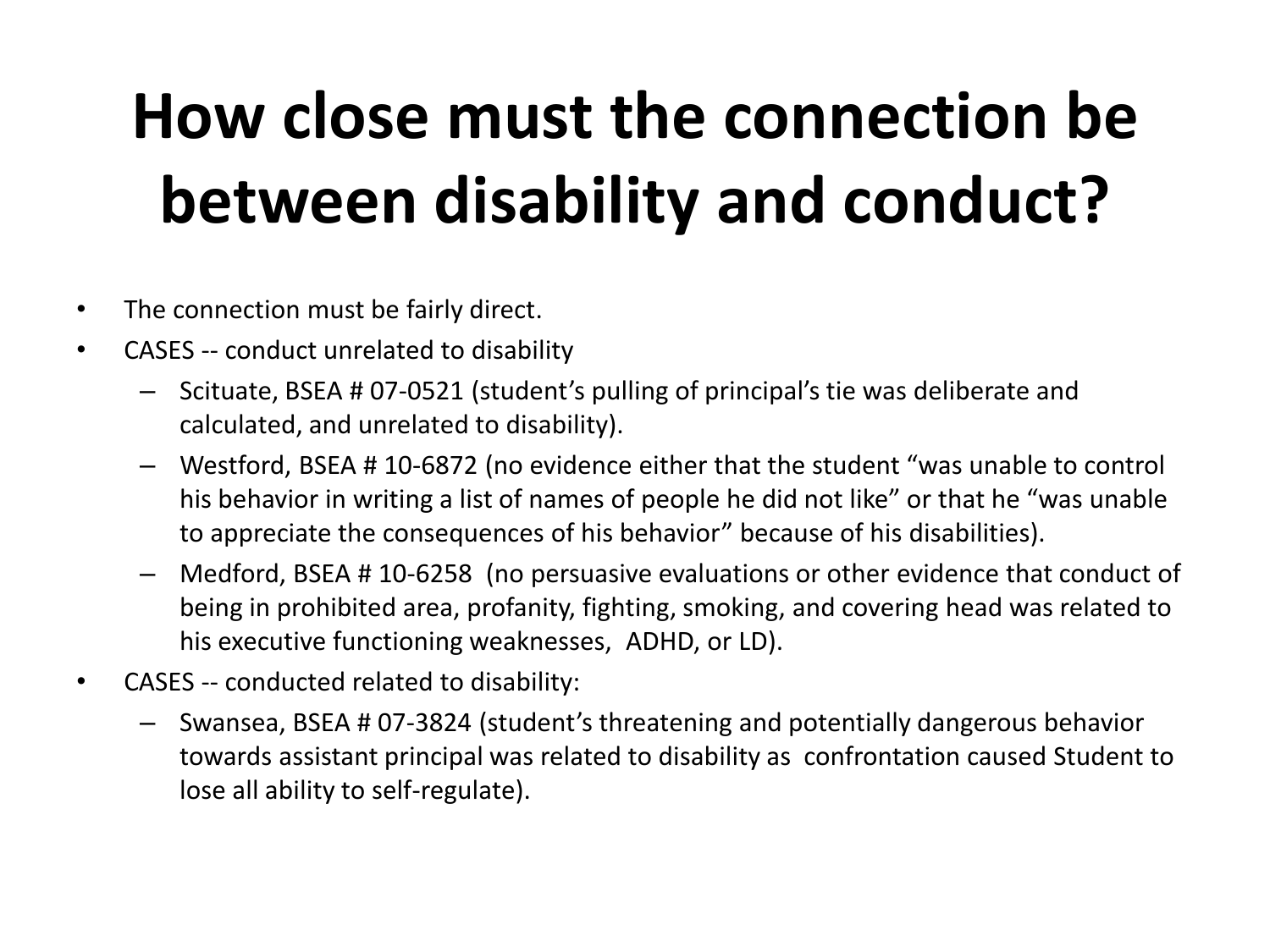# How close must the connection be between disability and conduct?

- The connection must be fairly direct.
- CASES -- conduct unrelated to disability
  - Scituate, BSEA # 07-0521 (student's pulling of principal's tie was deliberate and calculated, and unrelated to disability).
  - Westford, BSEA # 10-6872 (no evidence either that the student "was unable to control his behavior in writing a list of names of people he did not like" or that he "was unable to appreciate the consequences of his behavior" because of his disabilities).
  - Medford, BSEA # 10-6258 (no persuasive evaluations or other evidence that conduct of being in prohibited area, profanity, fighting, smoking, and covering head was related to his executive functioning weaknesses, ADHD, or LD).
- CASES -- conducted related to disability:
  - Swansea, BSEA # 07-3824 (student's threatening and potentially dangerous behavior towards assistant principal was related to disability as confrontation caused Student to lose all ability to self-regulate).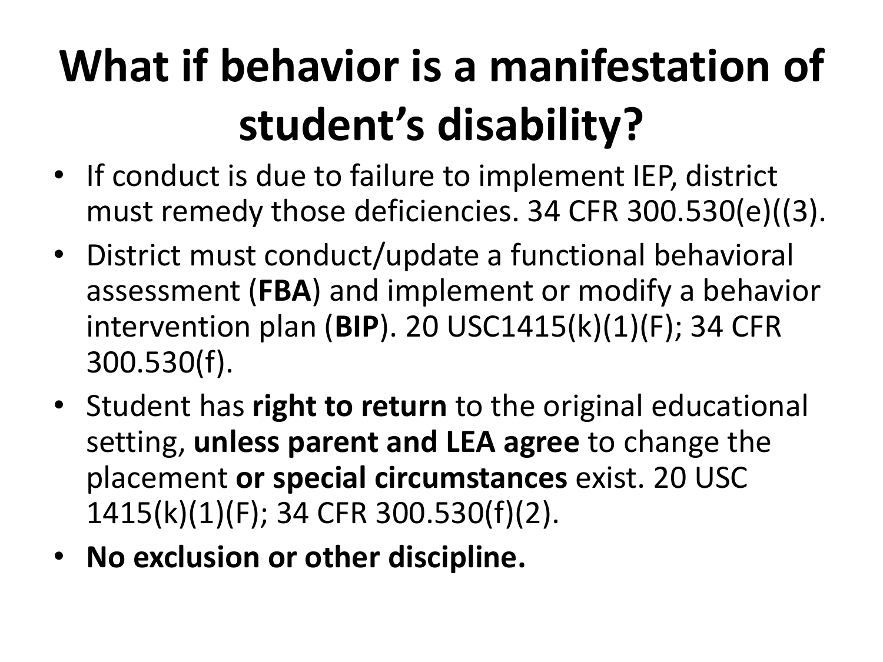# What if behavior is a manifestation of student's disability?

- If conduct is due to failure to implement IEP, district must remedy those deficiencies. 34 CFR 300.530(e)((3).
- District must conduct/update a functional behavioral assessment (**FBA**) and implement or modify a behavior intervention plan (**BIP**). 20 USC1415(k)(1)(F); 34 CFR 300.530(f).
- Student has **right to return** to the original educational setting, **unless parent and LEA agree** to change the placement **or special circumstances** exist. 20 USC 1415(k)(1)(F); 34 CFR 300.530(f)(2).
- **No exclusion or other discipline.**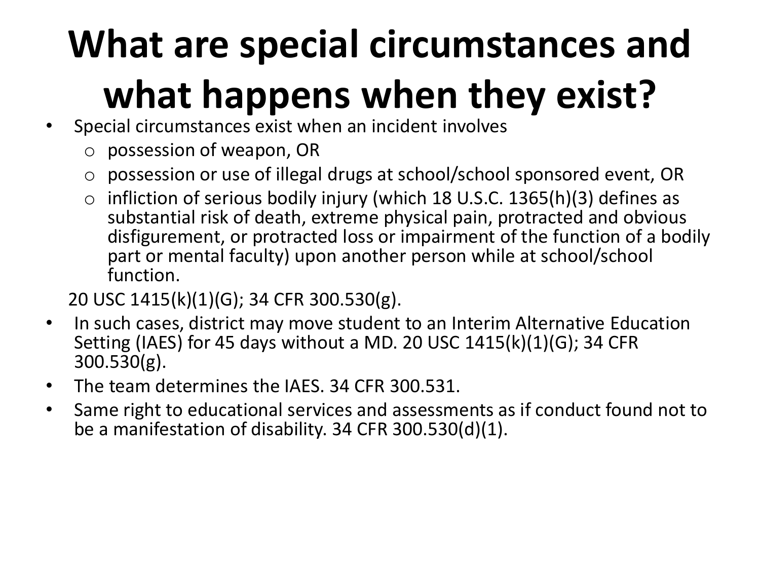# What are special circumstances and what happens when they exist?

- Special circumstances exist when an incident involves
  - possession of weapon, OR
  - possession or use of illegal drugs at school/school sponsored event, OR
  - infliction of serious bodily injury (which 18 U.S.C. 1365(h)(3) defines as substantial risk of death, extreme physical pain, protracted and obvious disfigurement, or protracted loss or impairment of the function of a bodily part or mental faculty) upon another person while at school/school function.

  20 USC 1415(k)(1)(G); 34 CFR 300.530(g).
- In such cases, district may move student to an Interim Alternative Education Setting (IAES) for 45 days without a MD. 20 USC 1415(k)(1)(G); 34 CFR 300.530(g).
- The team determines the IAES. 34 CFR 300.531.
- Same right to educational services and assessments as if conduct found not to be a manifestation of disability. 34 CFR 300.530(d)(1).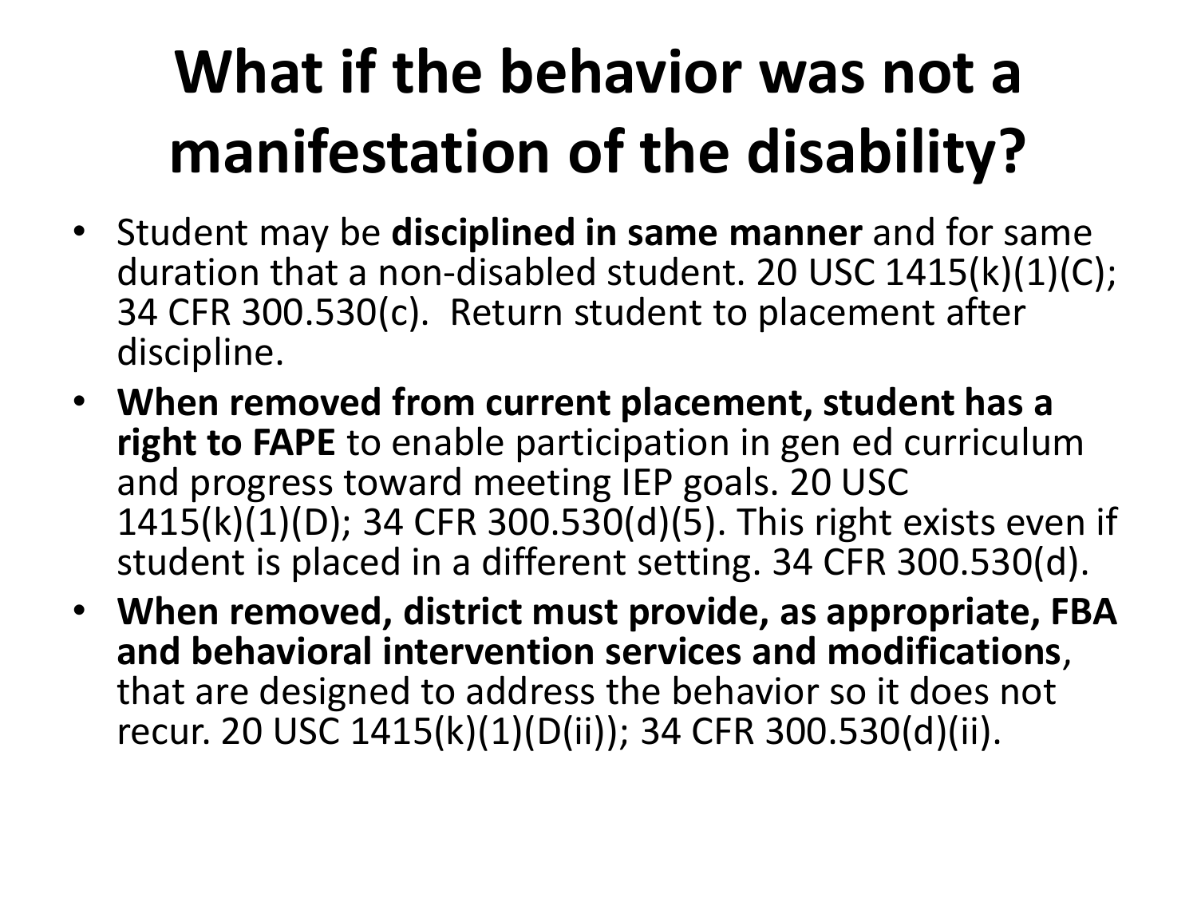# What if the behavior was not a manifestation of the disability?

- Student may be **disciplined in same manner** and for same duration that a non-disabled student. 20 USC 1415(k)(1)(C); 34 CFR 300.530(c). Return student to placement after discipline.
- **When removed from current placement, student has a right to FAPE** to enable participation in gen ed curriculum and progress toward meeting IEP goals. 20 USC 1415(k)(1)(D); 34 CFR 300.530(d)(5). This right exists even if student is placed in a different setting. 34 CFR 300.530(d).
- **When removed, district must provide, as appropriate, FBA and behavioral intervention services and modifications**, that are designed to address the behavior so it does not recur. 20 USC 1415(k)(1)(D(ii)); 34 CFR 300.530(d)(ii).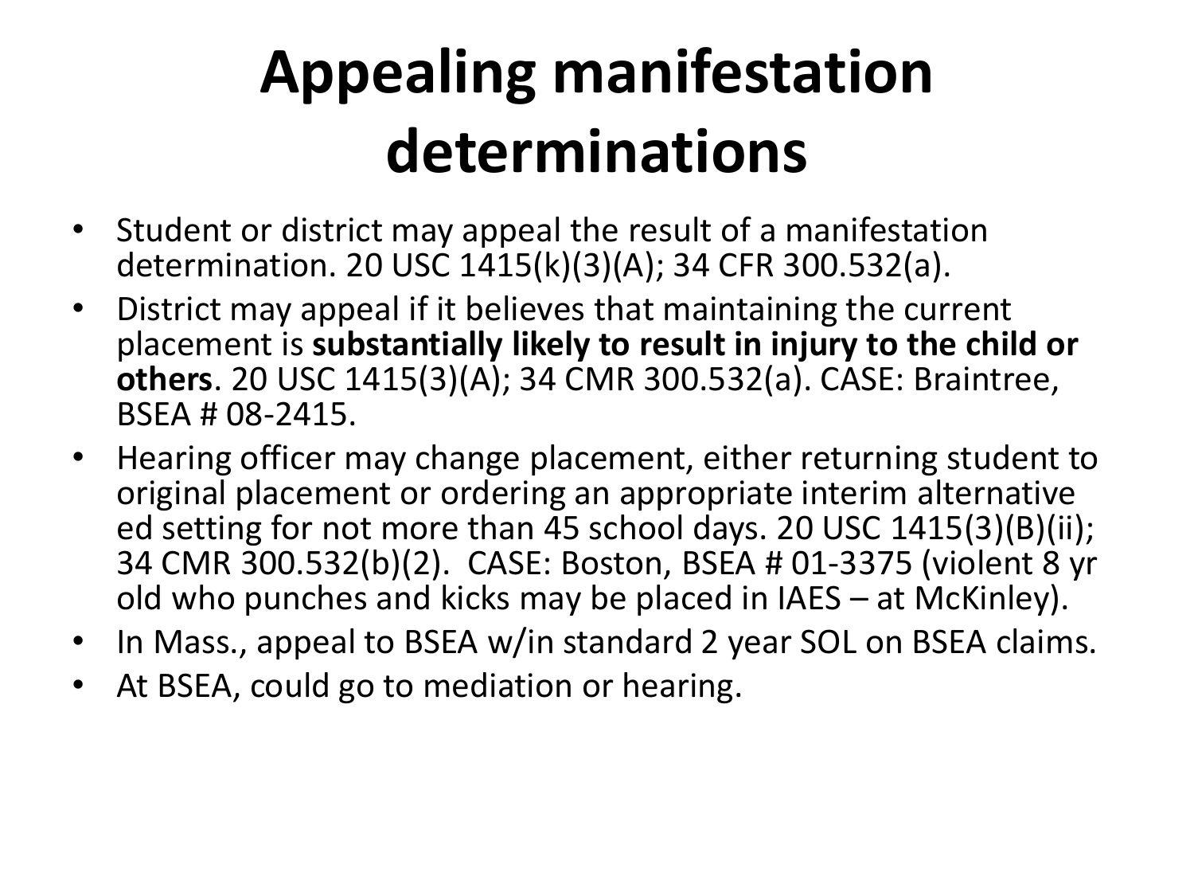# Appealing manifestation determinations

- Student or district may appeal the result of a manifestation determination. 20 USC 1415(k)(3)(A); 34 CFR 300.532(a).
- District may appeal if it believes that maintaining the current placement is **substantially likely to result in injury to the child or others**. 20 USC 1415(3)(A); 34 CMR 300.532(a). CASE: Braintree, BSEA # 08-2415.
- Hearing officer may change placement, either returning student to original placement or ordering an appropriate interim alternative ed setting for not more than 45 school days. 20 USC 1415(3)(B)(ii); 34 CMR 300.532(b)(2). CASE: Boston, BSEA # 01-3375 (violent 8 yr old who punches and kicks may be placed in IAES – at McKinley).
- In Mass., appeal to BSEA w/in standard 2 year SOL on BSEA claims.
- At BSEA, could go to mediation or hearing.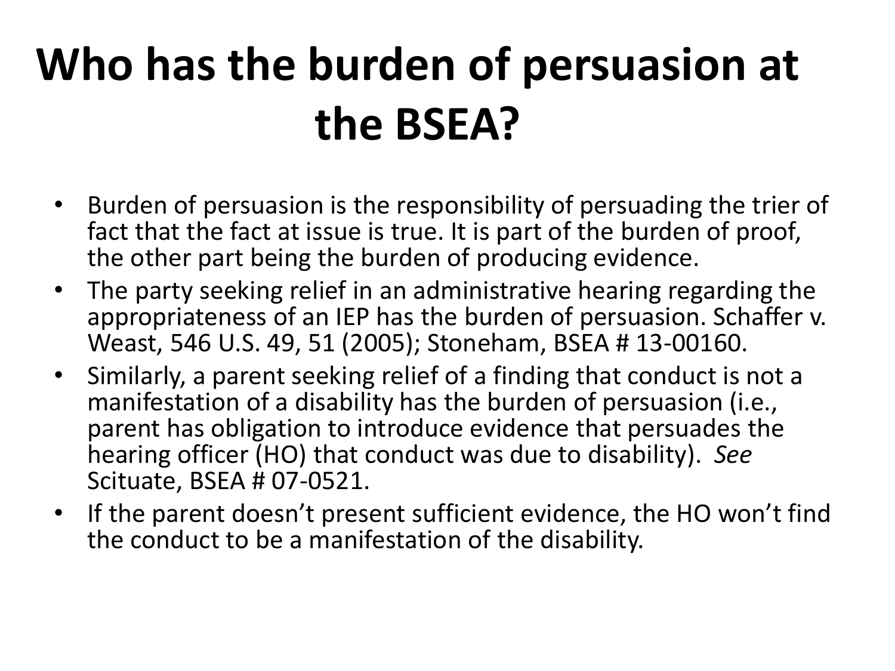# Who has the burden of persuasion at the BSEA?

- Burden of persuasion is the responsibility of persuading the trier of fact that the fact at issue is true. It is part of the burden of proof, the other part being the burden of producing evidence.
- The party seeking relief in an administrative hearing regarding the appropriateness of an IEP has the burden of persuasion. Schaffer v. Weast, 546 U.S. 49, 51 (2005); Stoneham, BSEA # 13-00160.
- Similarly, a parent seeking relief of a finding that conduct is not a manifestation of a disability has the burden of persuasion (i.e., parent has obligation to introduce evidence that persuades the hearing officer (HO) that conduct was due to disability). *See* Scituate, BSEA # 07-0521.
- If the parent doesn't present sufficient evidence, the HO won't find the conduct to be a manifestation of the disability.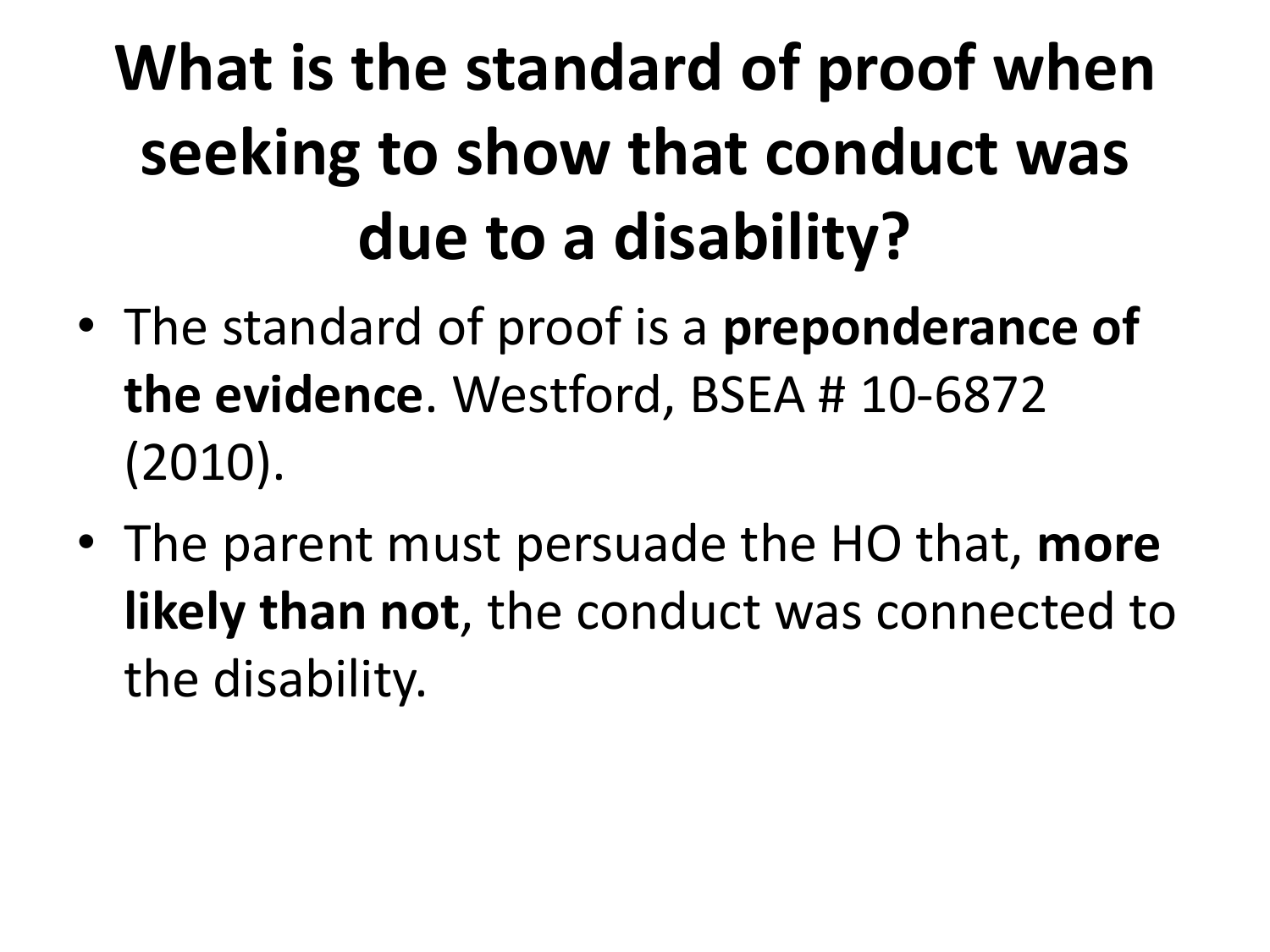# What is the standard of proof when seeking to show that conduct was due to a disability?

- The standard of proof is a **preponderance of the evidence**. Westford, BSEA # 10-6872 (2010).
- The parent must persuade the HO that, **more likely than not**, the conduct was connected to the disability.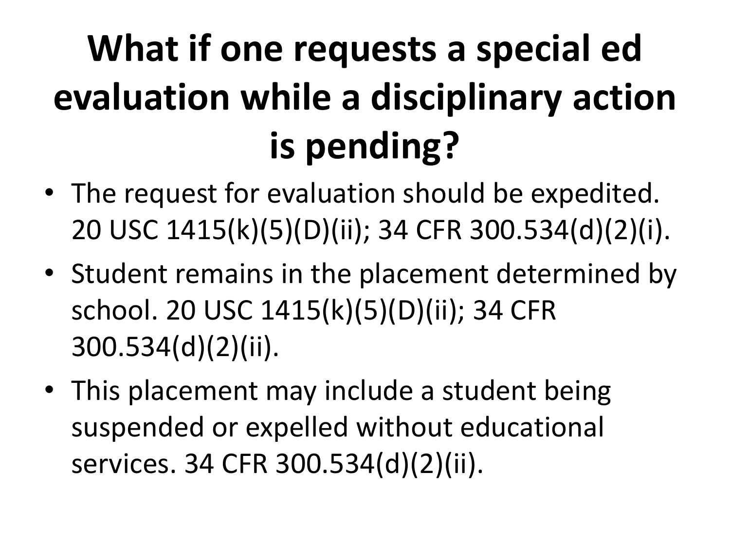# What if one requests a special ed evaluation while a disciplinary action is pending?

- The request for evaluation should be expedited. 20 USC 1415(k)(5)(D)(ii); 34 CFR 300.534(d)(2)(i).
- Student remains in the placement determined by school. 20 USC 1415(k)(5)(D)(ii); 34 CFR 300.534(d)(2)(ii).
- This placement may include a student being suspended or expelled without educational services. 34 CFR 300.534(d)(2)(ii).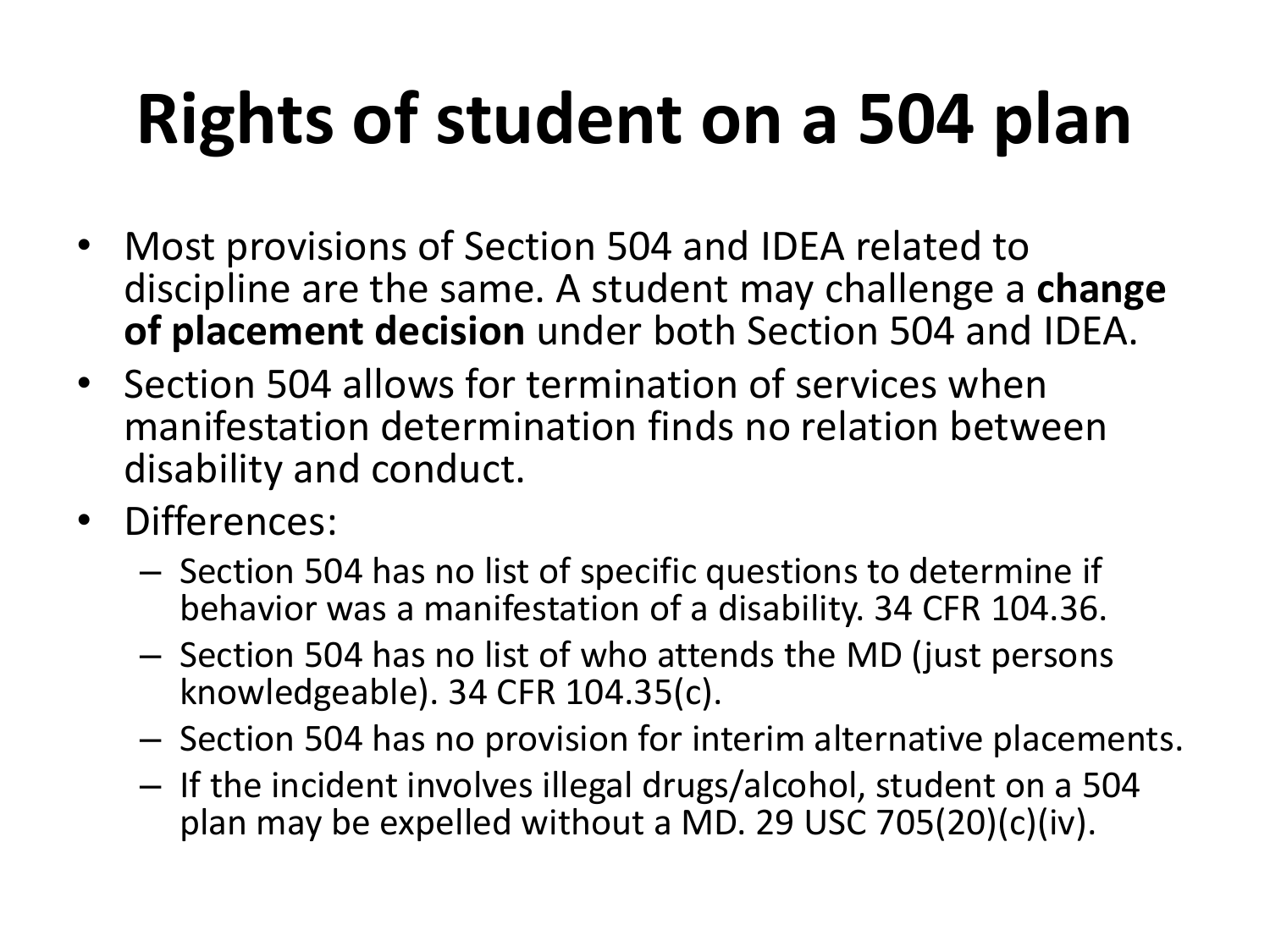# Rights of student on a 504 plan

- Most provisions of Section 504 and IDEA related to discipline are the same. A student may challenge a **change of placement decision** under both Section 504 and IDEA.
- Section 504 allows for termination of services when manifestation determination finds no relation between disability and conduct.
- Differences:
  - Section 504 has no list of specific questions to determine if behavior was a manifestation of a disability. 34 CFR 104.36.
  - Section 504 has no list of who attends the MD (just persons knowledgeable). 34 CFR 104.35(c).
  - Section 504 has no provision for interim alternative placements.
  - If the incident involves illegal drugs/alcohol, student on a 504 plan may be expelled without a MD. 29 USC 705(20)(c)(iv).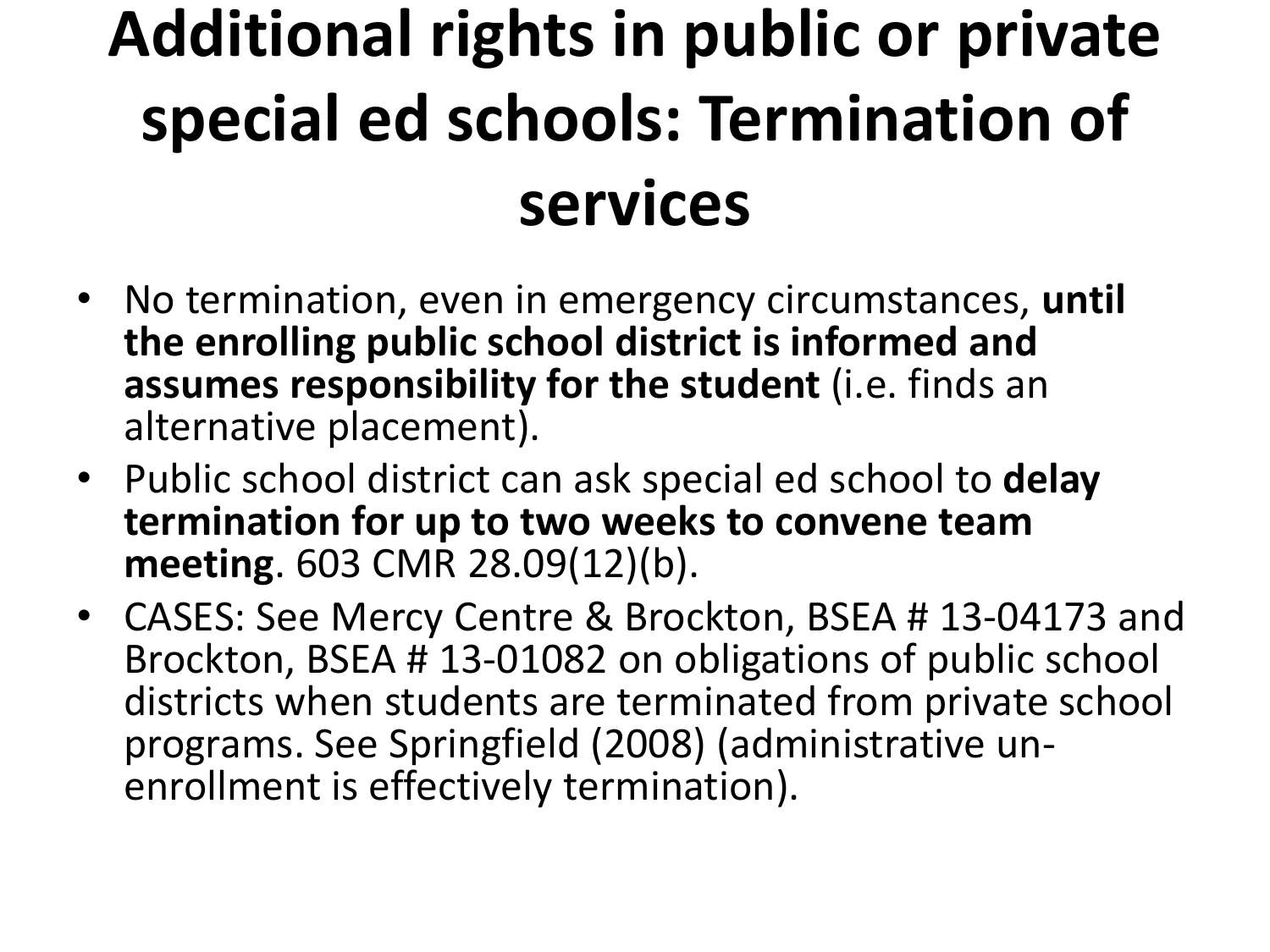# Additional rights in public or private special ed schools: Termination of services

- No termination, even in emergency circumstances, **until the enrolling public school district is informed and assumes responsibility for the student** (i.e. finds an alternative placement).
- Public school district can ask special ed school to **delay termination for up to two weeks to convene team meeting**. 603 CMR 28.09(12)(b).
- CASES: See Mercy Centre & Brockton, BSEA # 13-04173 and Brockton, BSEA # 13-01082 on obligations of public school districts when students are terminated from private school programs. See Springfield (2008) (administrative un-enrollment is effectively termination).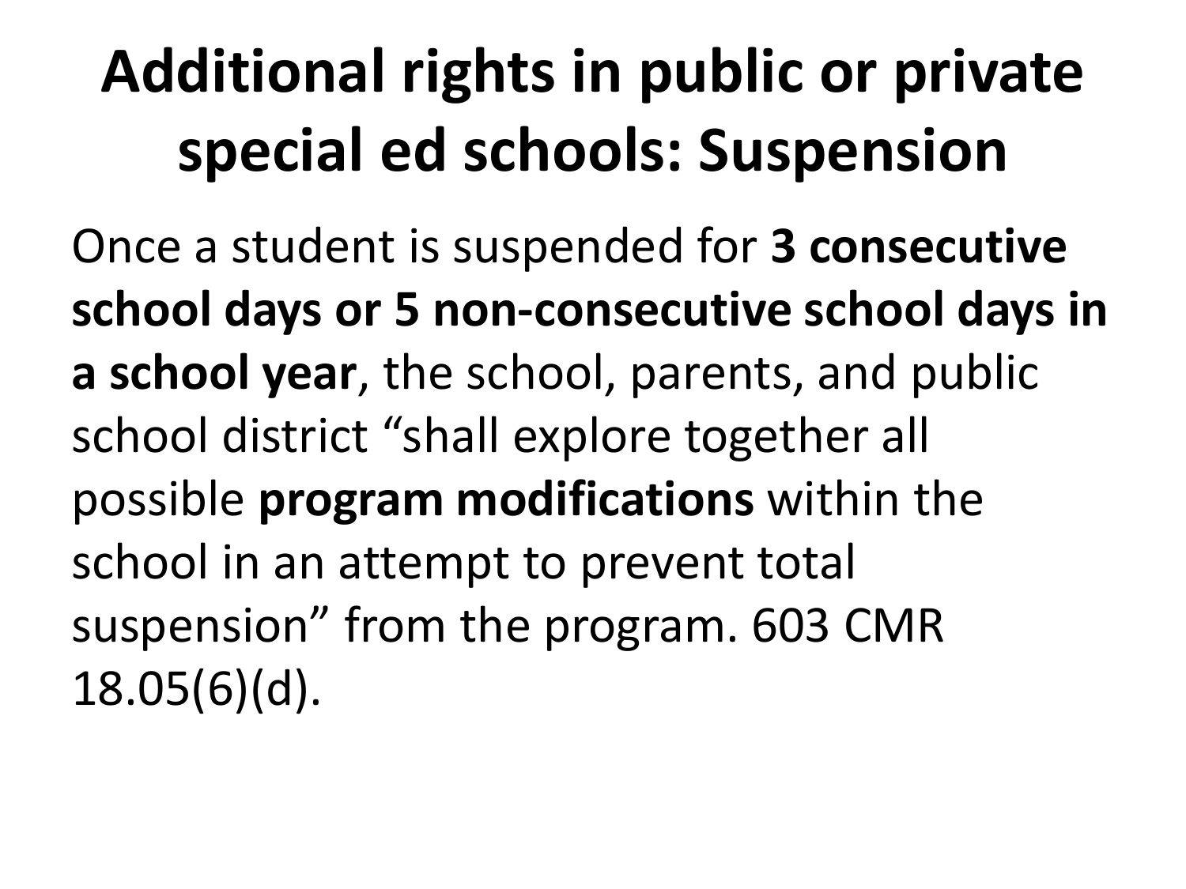# Additional rights in public or private special ed schools: Suspension

Once a student is suspended for **3 consecutive school days or 5 non-consecutive school days in a school year**, the school, parents, and public school district "shall explore together all possible **program modifications** within the school in an attempt to prevent total suspension" from the program. 603 CMR 18.05(6)(d).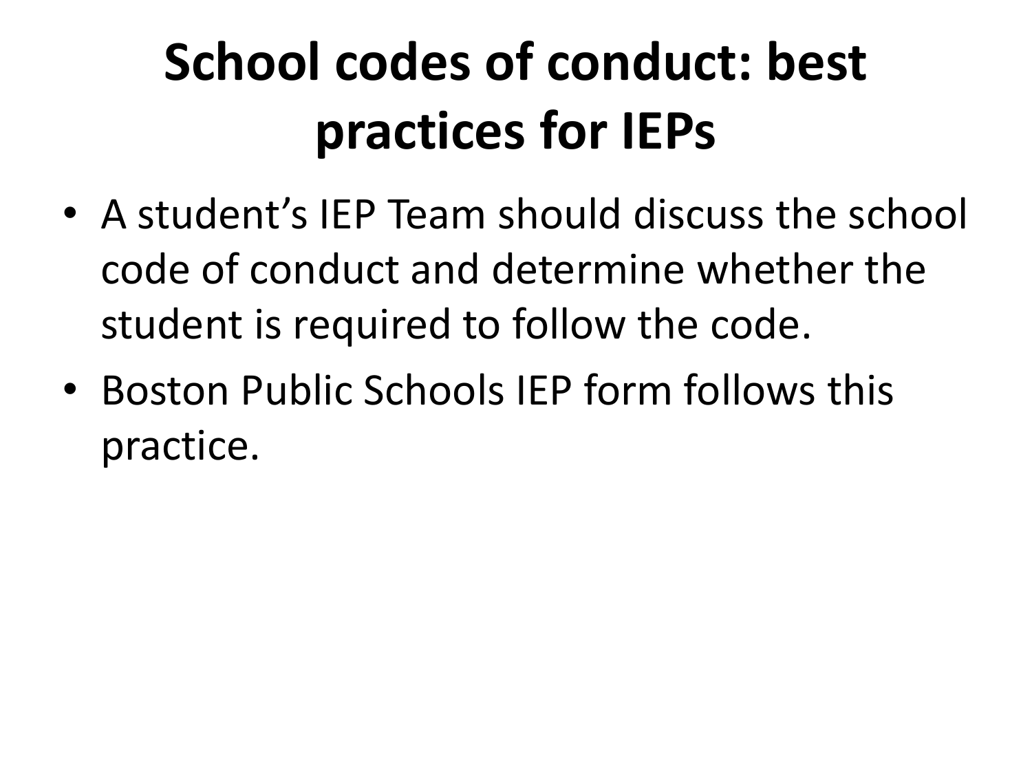# School codes of conduct: best practices for IEPs

- A student's IEP Team should discuss the school code of conduct and determine whether the student is required to follow the code.
- Boston Public Schools IEP form follows this practice.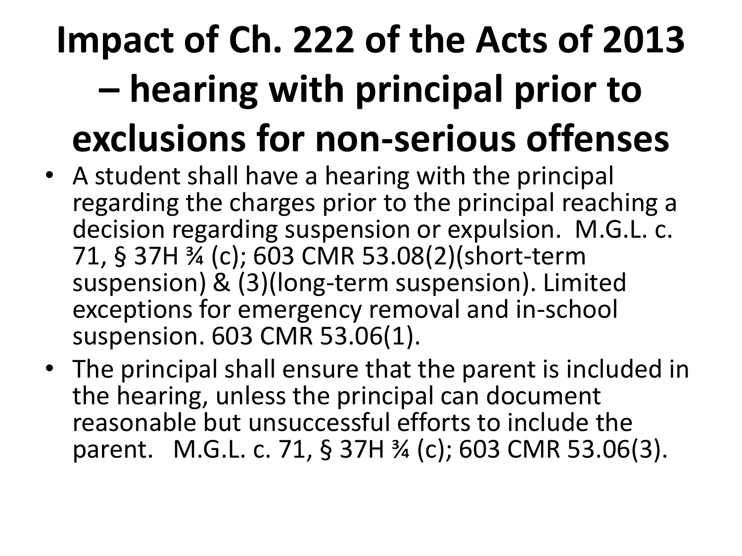# Impact of Ch. 222 of the Acts of 2013 – hearing with principal prior to exclusions for non-serious offenses

- A student shall have a hearing with the principal regarding the charges prior to the principal reaching a decision regarding suspension or expulsion. M.G.L. c. 71, § 37H ¾ (c); 603 CMR 53.08(2)(short-term suspension) & (3)(long-term suspension). Limited exceptions for emergency removal and in-school suspension. 603 CMR 53.06(1).
- The principal shall ensure that the parent is included in the hearing, unless the principal can document reasonable but unsuccessful efforts to include the parent. M.G.L. c. 71, § 37H ¾ (c); 603 CMR 53.06(3).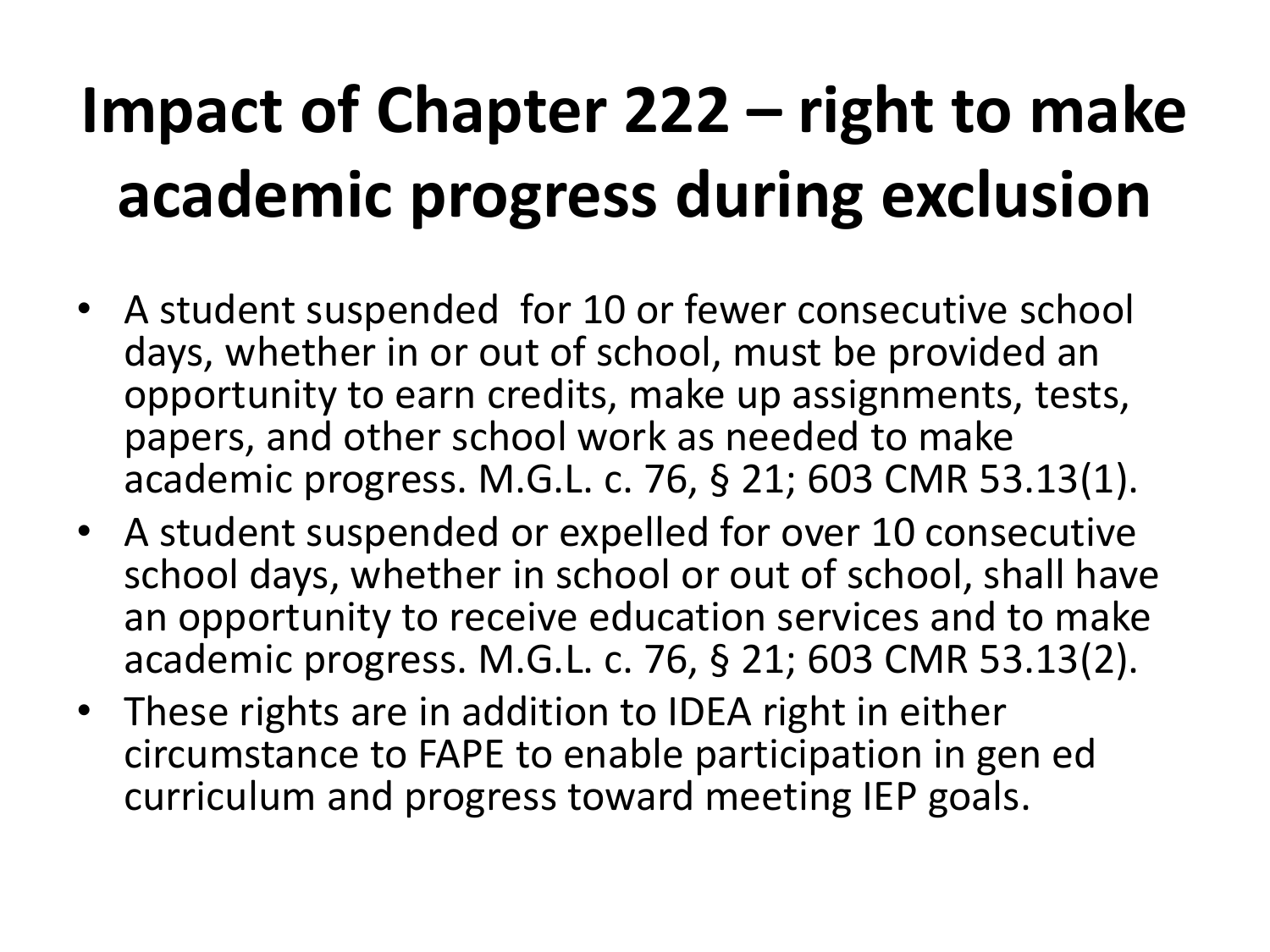# Impact of Chapter 222 – right to make academic progress during exclusion

- A student suspended for 10 or fewer consecutive school days, whether in or out of school, must be provided an opportunity to earn credits, make up assignments, tests, papers, and other school work as needed to make academic progress. M.G.L. c. 76, § 21; 603 CMR 53.13(1).
- A student suspended or expelled for over 10 consecutive school days, whether in school or out of school, shall have an opportunity to receive education services and to make academic progress. M.G.L. c. 76, § 21; 603 CMR 53.13(2).
- These rights are in addition to IDEA right in either circumstance to FAPE to enable participation in gen ed curriculum and progress toward meeting IEP goals.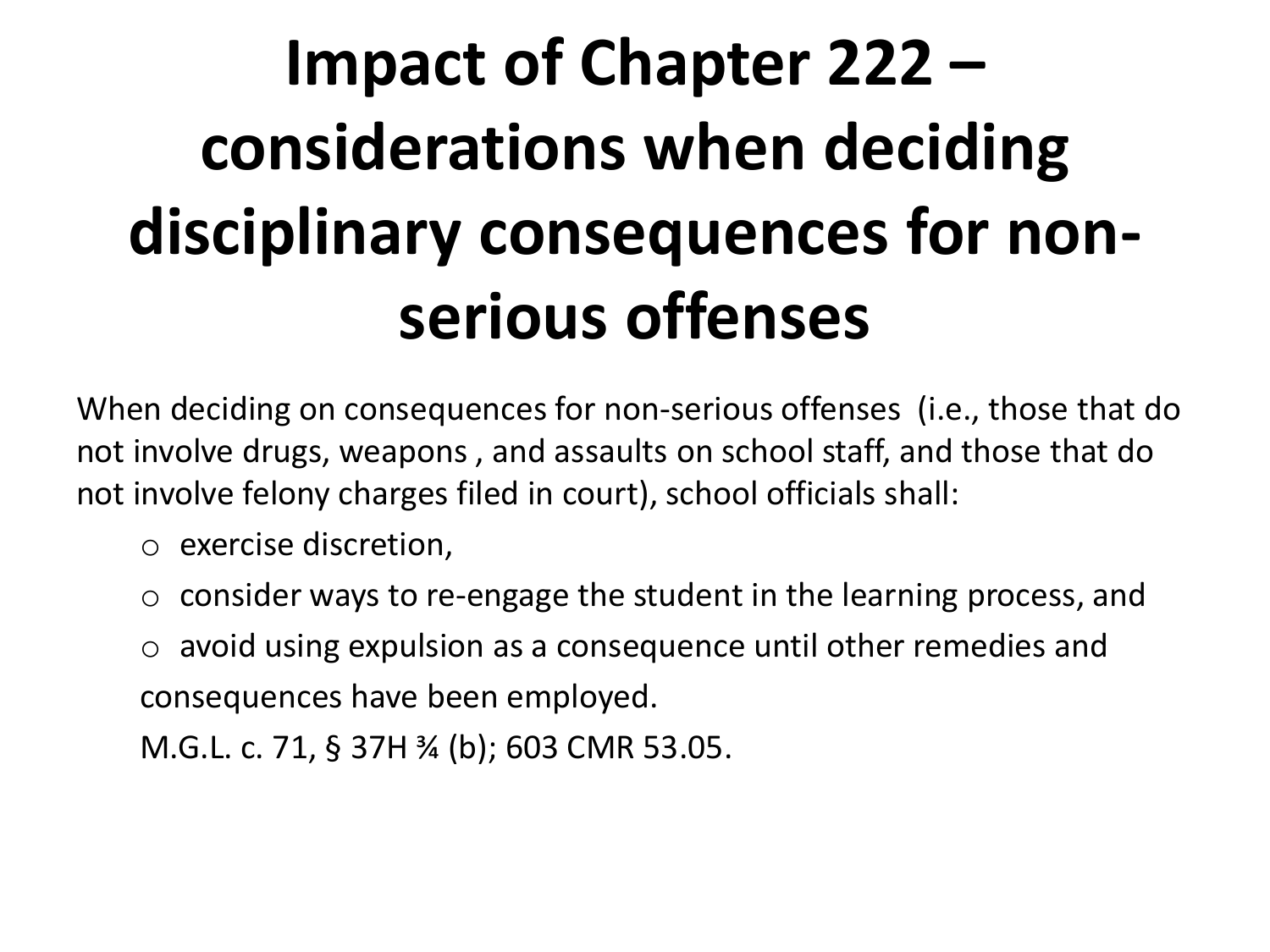# Impact of Chapter 222 – considerations when deciding disciplinary consequences for non-serious offenses

When deciding on consequences for non-serious offenses (i.e., those that do not involve drugs, weapons , and assaults on school staff, and those that do not involve felony charges filed in court), school officials shall:

- exercise discretion,
- consider ways to re-engage the student in the learning process, and
- avoid using expulsion as a consequence until other remedies and consequences have been employed.

M.G.L. c. 71, § 37H ¾ (b); 603 CMR 53.05.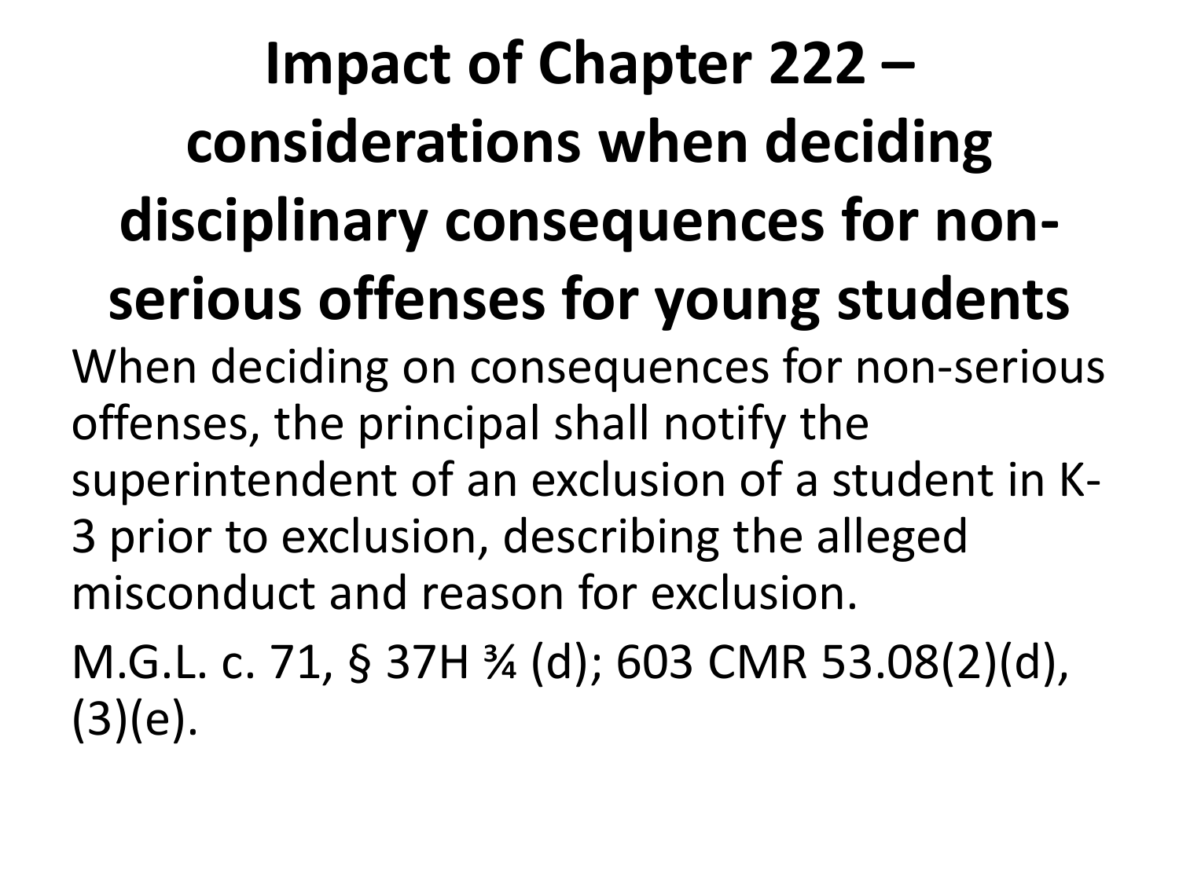# Impact of Chapter 222 – considerations when deciding disciplinary consequences for non-serious offenses for young students

When deciding on consequences for non-serious offenses, the principal shall notify the superintendent of an exclusion of a student in K-3 prior to exclusion, describing the alleged misconduct and reason for exclusion.

M.G.L. c. 71, § 37H ¾ (d); 603 CMR 53.08(2)(d), (3)(e).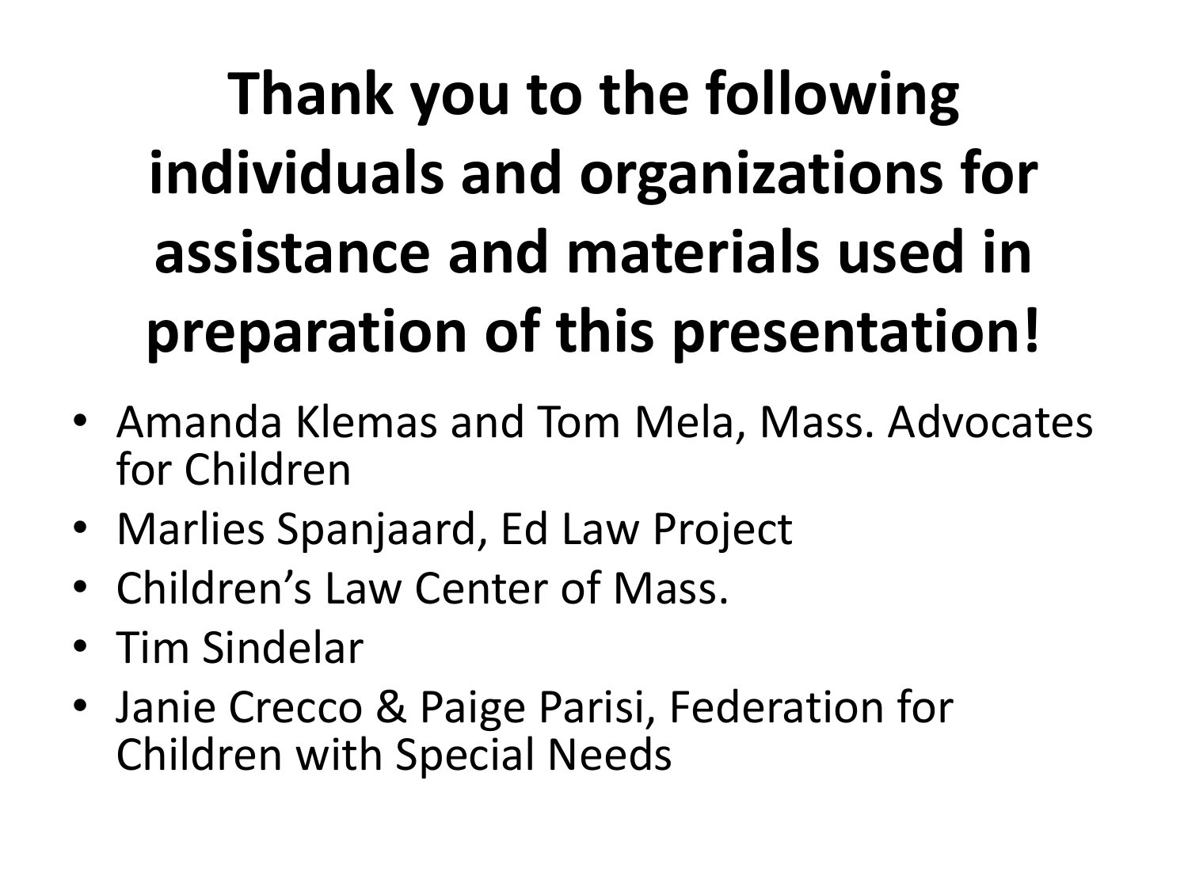# Thank you to the following individuals and organizations for assistance and materials used in preparation of this presentation!

- Amanda Klemas and Tom Mela, Mass. Advocates for Children
- Marlies Spanjaard, Ed Law Project
- Children's Law Center of Mass.
- Tim Sindelar
- Janie Crecco & Paige Parisi, Federation for Children with Special Needs